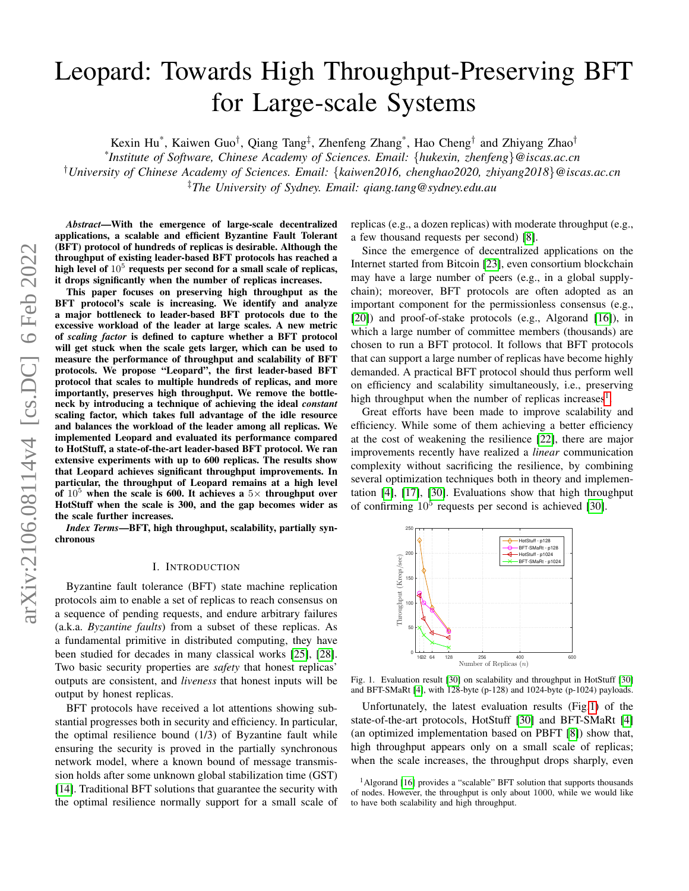# Leopard: Towards High Throughput-Preserving BFT for Large-scale Systems

Kexin Hu[*], Kaiwen Guo[†], Qiang Tang[‡], Zhenfeng Zhang[*], Hao Cheng[†] and Zhiyang Zhao[†]

[*]*Institute of Software, Chinese Academy of Sciences. Email: {hukexin, zhenfeng}@iscas.ac.cn*

[†]*University of Chinese Academy of Sciences. Email: {kaiwen2016, chenghao2020, zhiyang2018}@iscas.ac.cn*

[‡]*The University of Sydney. Email: qiang.tang@sydney.edu.au*

***Abstract*—With the emergence of large-scale decentralized applications, a scalable and efficient Byzantine Fault Tolerant (BFT) protocol of hundreds of replicas is desirable. Although the throughput of existing leader-based BFT protocols has reached a high level of $10^5$ requests per second for a small scale of replicas, it drops significantly when the number of replicas increases.**

**This paper focuses on preserving high throughput as the BFT protocol's scale is increasing. We identify and analyze a major bottleneck to leader-based BFT protocols due to the excessive workload of the leader at large scales. A new metric of *scaling factor* is defined to capture whether a BFT protocol will get stuck when the scale gets larger, which can be used to measure the performance of throughput and scalability of BFT protocols. We propose "Leopard", the first leader-based BFT protocol that scales to multiple hundreds of replicas, and more importantly, preserves high throughput. We remove the bottleneck by introducing a technique of achieving the ideal *constant* scaling factor, which takes full advantage of the idle resource and balances the workload of the leader among all replicas. We implemented Leopard and evaluated its performance compared to HotStuff, a state-of-the-art leader-based BFT protocol. We ran extensive experiments with up to 600 replicas. The results show that Leopard achieves significant throughput improvements. In particular, the throughput of Leopard remains at a high level of $10^5$ when the scale is 600. It achieves a $5\times$ throughput over HotStuff when the scale is 300, and the gap becomes wider as the scale further increases.**

***Index Terms*—BFT, high throughput, scalability, partially synchronous**

## I. Introduction

Byzantine fault tolerance (BFT) state machine replication protocols aim to enable a set of replicas to reach consensus on a sequence of pending requests, and endure arbitrary failures (a.k.a. *Byzantine faults*) from a subset of these replicas. As a fundamental primitive in distributed computing, they have been studied for decades in many classical works [25], [28]. Two basic security properties are *safety* that honest replicas' outputs are consistent, and *liveness* that honest inputs will be output by honest replicas.

BFT protocols have received a lot attentions showing substantial progresses both in security and efficiency. In particular, the optimal resilience bound (1/3) of Byzantine fault while ensuring the security is proved in the partially synchronous network model, where a known bound of message transmission holds after some unknown global stabilization time (GST) [14]. Traditional BFT solutions that guarantee the security with the optimal resilience normally support for a small scale of replicas (e.g., a dozen replicas) with moderate throughput (e.g., a few thousand requests per second) [8].

Since the emergence of decentralized applications on the Internet started from Bitcoin [23], even consortium blockchain may have a large number of peers (e.g., in a global supply-chain); moreover, BFT protocols are often adopted as an important component for the permissionless consensus (e.g., [20]) and proof-of-stake protocols (e.g., Algorand [16]), in which a large number of committee members (thousands) are chosen to run a BFT protocol. It follows that BFT protocols that can support a large number of replicas have become highly demanded. A practical BFT protocol should thus perform well on efficiency and scalability simultaneously, i.e., preserving high throughput when the number of replicas increases[1].

Great efforts have been made to improve scalability and efficiency. While some of them achieving a better efficiency at the cost of weakening the resilience [22], there are major improvements recently have realized a *linear* communication complexity without sacrificing the resilience, by combining several optimization techniques both in theory and implementation [4], [17], [30]. Evaluations show that high throughput of confirming $10^5$ requests per second is achieved [30].

Fig. 1. Evaluation result [30] on scalability and throughput in HotStuff [30] and BFT-SMaRt [4], with 128-byte (p-128) and 1024-byte (p-1024) payloads.

Unfortunately, the latest evaluation results (Fig 1) of the state-of-the-art protocols, HotStuff [30] and BFT-SMaRt [4] (an optimized implementation based on PBFT [8]) show that, high throughput appears only on a small scale of replicas; when the scale increases, the throughput drops sharply, even

[1]Algorand [16] provides a "scalable" BFT solution that supports thousands of nodes. However, the throughput is only about 1000, while we would like to have both scalability and high throughput.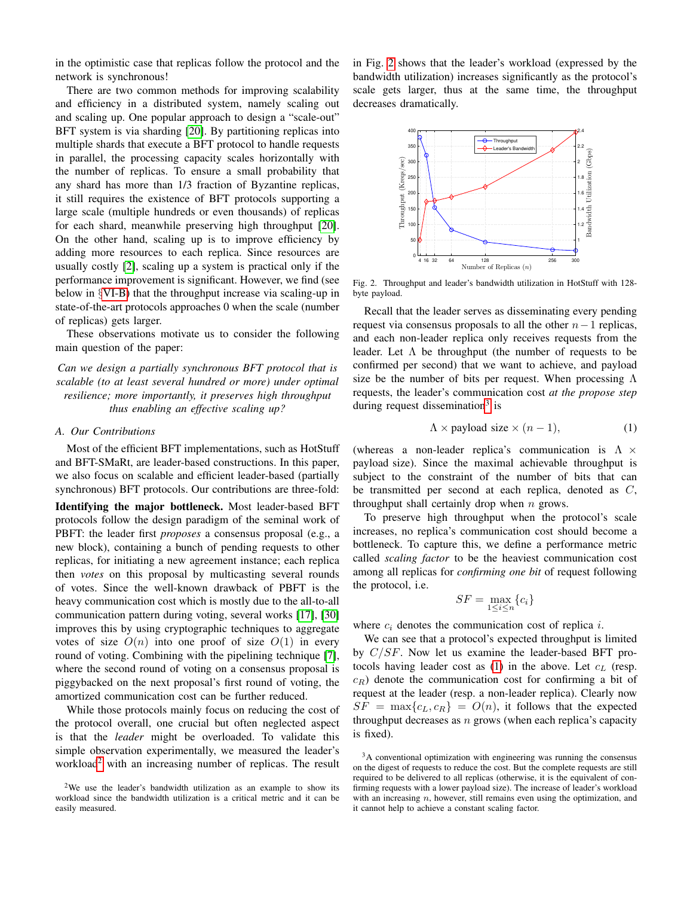in the optimistic case that replicas follow the protocol and the network is synchronous!

There are two common methods for improving scalability and efficiency in a distributed system, namely scaling out and scaling up. One popular approach to design a "scale-out" BFT system is via sharding [20]. By partitioning replicas into multiple shards that execute a BFT protocol to handle requests in parallel, the processing capacity scales horizontally with the number of replicas. To ensure a small probability that any shard has more than 1/3 fraction of Byzantine replicas, it still requires the existence of BFT protocols supporting a large scale (multiple hundreds or even thousands) of replicas for each shard, meanwhile preserving high throughput [20]. On the other hand, scaling up is to improve efficiency by adding more resources to each replica. Since resources are usually costly [2], scaling up a system is practical only if the performance improvement is significant. However, we find (see below in §VI-B) that the throughput increase via scaling-up in state-of-the-art protocols approaches 0 when the scale (number of replicas) gets larger.

These observations motivate us to consider the following main question of the paper:

*Can we design a partially synchronous BFT protocol that is scalable (to at least several hundred or more) under optimal resilience; more importantly, it preserves high throughput thus enabling an effective scaling up?*

### A. Our Contributions

Most of the efficient BFT implementations, such as HotStuff and BFT-SMaRt, are leader-based constructions. In this paper, we also focus on scalable and efficient leader-based (partially synchronous) BFT protocols. Our contributions are three-fold:

**Identifying the major bottleneck.** Most leader-based BFT protocols follow the design paradigm of the seminal work of PBFT: the leader first *proposes* a consensus proposal (e.g., a new block), containing a bunch of pending requests to other replicas, for initiating a new agreement instance; each replica then *votes* on this proposal by multicasting several rounds of votes. Since the well-known drawback of PBFT is the heavy communication cost which is mostly due to the all-to-all communication pattern during voting, several works [17], [30] improves this by using cryptographic techniques to aggregate votes of size $O(n)$ into one proof of size $O(1)$ in every round of voting. Combining with the pipelining technique [7], where the second round of voting on a consensus proposal is piggybacked on the next proposal's first round of voting, the amortized communication cost can be further reduced.

While those protocols mainly focus on reducing the cost of the protocol overall, one crucial but often neglected aspect is that the *leader* might be overloaded. To validate this simple observation experimentally, we measured the leader's workload[2] with an increasing number of replicas. The result in Fig. 2 shows that the leader's workload (expressed by the bandwidth utilization) increases significantly as the protocol's scale gets larger, thus at the same time, the throughput decreases dramatically.

Fig. 2. Throughput and leader's bandwidth utilization in HotStuff with 128-byte payload.

Recall that the leader serves as disseminating every pending request via consensus proposals to all the other $n-1$ replicas, and each non-leader replica only receives requests from the leader. Let $\Lambda$ be throughput (the number of requests to be confirmed per second) that we want to achieve, and payload size be the number of bits per request. When processing $\Lambda$ requests, the leader's communication cost *at the propose step* during request dissemination[3] is

$$\Lambda \times \text{payload size} \times (n-1), \tag{1}$$

(whereas a non-leader replica's communication is $\Lambda \times$ payload size). Since the maximal achievable throughput is subject to the constraint of the number of bits that can be transmitted per second at each replica, denoted as $C$, throughput shall certainly drop when $n$ grows.

To preserve high throughput when the protocol's scale increases, no replica's communication cost should become a bottleneck. To capture this, we define a performance metric called *scaling factor* to be the heaviest communication cost among all replicas for *confirming one bit* of request following the protocol, i.e.

$$SF = \max_{1 \leq i \leq n} \{c_i\}$$

where $c_i$ denotes the communication cost of replica $i$.

We can see that a protocol's expected throughput is limited by $C/SF$. Now let us examine the leader-based BFT protocols having leader cost as (1) in the above. Let $c_L$ (resp. $c_R$) denote the communication cost for confirming a bit of request at the leader (resp. a non-leader replica). Clearly now $SF = \max\{c_L, c_R\} = O(n)$, it follows that the expected throughput decreases as $n$ grows (when each replica's capacity is fixed).

[2] We use the leader's bandwidth utilization as an example to show its workload since the bandwidth utilization is a critical metric and it can be easily measured.

[3] A conventional optimization with engineering was running the consensus on the digest of requests to reduce the cost. But the complete requests are still required to be delivered to all replicas (otherwise, it is the equivalent of confirming requests with a lower payload size). The increase of leader's workload with an increasing $n$, however, still remains even using the optimization, and it cannot help to achieve a constant scaling factor.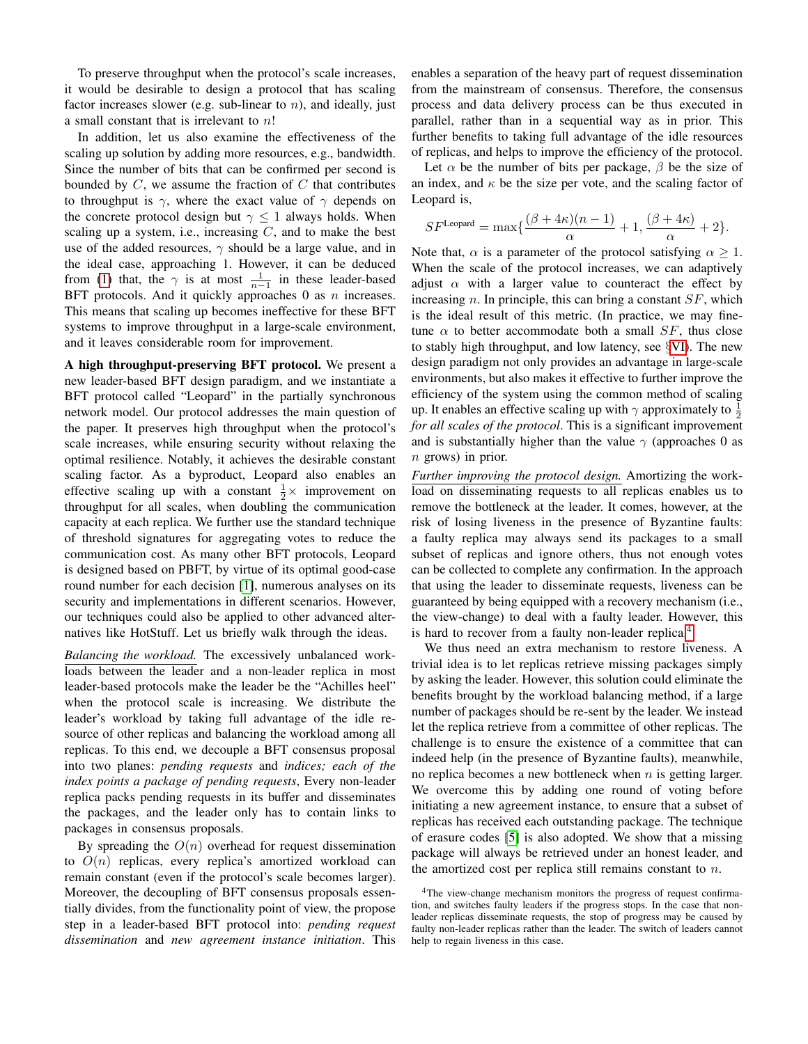To preserve throughput when the protocol's scale increases, it would be desirable to design a protocol that has scaling factor increases slower (e.g. sub-linear to $n$), and ideally, just a small constant that is irrelevant to $n$!

In addition, let us also examine the effectiveness of the scaling up solution by adding more resources, e.g., bandwidth. Since the number of bits that can be confirmed per second is bounded by $C$, we assume the fraction of $C$ that contributes to throughput is $\gamma$, where the exact value of $\gamma$ depends on the concrete protocol design but $\gamma \leq 1$ always holds. When scaling up a system, i.e., increasing $C$, and to make the best use of the added resources, $\gamma$ should be a large value, and in the ideal case, approaching 1. However, it can be deduced from (1) that, the $\gamma$ is at most $\frac{1}{n-1}$ in these leader-based BFT protocols. And it quickly approaches 0 as $n$ increases. This means that scaling up becomes ineffective for these BFT systems to improve throughput in a large-scale environment, and it leaves considerable room for improvement.

**A high throughput-preserving BFT protocol.** We present a new leader-based BFT design paradigm, and we instantiate a BFT protocol called "Leopard" in the partially synchronous network model. Our protocol addresses the main question of the paper. It preserves high throughput when the protocol's scale increases, while ensuring security without relaxing the optimal resilience. Notably, it achieves the desirable constant scaling factor. As a byproduct, Leopard also enables an effective scaling up with a constant $\frac{1}{2}\times$ improvement on throughput for all scales, when doubling the communication capacity at each replica. We further use the standard technique of threshold signatures for aggregating votes to reduce the communication cost. As many other BFT protocols, Leopard is designed based on PBFT, by virtue of its optimal good-case round number for each decision [1], numerous analyses on its security and implementations in different scenarios. However, our techniques could also be applied to other advanced alternatives like HotStuff. Let us briefly walk through the ideas.

*Balancing the workload.* The excessively unbalanced workloads between the leader and a non-leader replica in most leader-based protocols make the leader be the "Achilles heel" when the protocol scale is increasing. We distribute the leader's workload by taking full advantage of the idle resource of other replicas and balancing the workload among all replicas. To this end, we decouple a BFT consensus proposal into two planes: *pending requests* and *indices; each of the index points a package of pending requests*, Every non-leader replica packs pending requests in its buffer and disseminates the packages, and the leader only has to contain links to packages in consensus proposals.

By spreading the $O(n)$ overhead for request dissemination to $O(n)$ replicas, every replica's amortized workload can remain constant (even if the protocol's scale becomes larger). Moreover, the decoupling of BFT consensus proposals essentially divides, from the functionality point of view, the propose step in a leader-based BFT protocol into: *pending request dissemination* and *new agreement instance initiation*. This enables a separation of the heavy part of request dissemination from the mainstream of consensus. Therefore, the consensus process and data delivery process can be thus executed in parallel, rather than in a sequential way as in prior. This further benefits to taking full advantage of the idle resources of replicas, and helps to improve the efficiency of the protocol.

Let $\alpha$ be the number of bits per package, $\beta$ be the size of an index, and $\kappa$ be the size per vote, and the scaling factor of Leopard is,

$$SF^{\text{Leopard}} = \max\{\frac{(\beta+4\kappa)(n-1)}{\alpha}+1, \frac{(\beta+4\kappa)}{\alpha}+2\}.$$

Note that, $\alpha$ is a parameter of the protocol satisfying $\alpha \geq 1$. When the scale of the protocol increases, we can adaptively adjust $\alpha$ with a larger value to counteract the effect by increasing $n$. In principle, this can bring a constant $SF$, which is the ideal result of this metric. (In practice, we may fine-tune $\alpha$ to better accommodate both a small $SF$, thus close to stably high throughput, and low latency, see §VI). The new design paradigm not only provides an advantage in large-scale environments, but also makes it effective to further improve the efficiency of the system using the common method of scaling up. It enables an effective scaling up with $\gamma$ approximately to $\frac{1}{2}$ *for all scales of the protocol*. This is a significant improvement and is substantially higher than the value $\gamma$ (approaches 0 as $n$ grows) in prior.

*Further improving the protocol design.* Amortizing the workload on disseminating requests to all replicas enables us to remove the bottleneck at the leader. It comes, however, at the risk of losing liveness in the presence of Byzantine faults: a faulty replica may always send its packages to a small subset of replicas and ignore others, thus not enough votes can be collected to complete any confirmation. In the approach that using the leader to disseminate requests, liveness can be guaranteed by being equipped with a recovery mechanism (i.e., the view-change) to deal with a faulty leader. However, this is hard to recover from a faulty non-leader replica.[4]

We thus need an extra mechanism to restore liveness. A trivial idea is to let replicas retrieve missing packages simply by asking the leader. However, this solution could eliminate the benefits brought by the workload balancing method, if a large number of packages should be re-sent by the leader. We instead let the replica retrieve from a committee of other replicas. The challenge is to ensure the existence of a committee that can indeed help (in the presence of Byzantine faults), meanwhile, no replica becomes a new bottleneck when $n$ is getting larger. We overcome this by adding one round of voting before initiating a new agreement instance, to ensure that a subset of replicas has received each outstanding package. The technique of erasure codes [5] is also adopted. We show that a missing package will always be retrieved under an honest leader, and the amortized cost per replica still remains constant to $n$.

[4] The view-change mechanism monitors the progress of request confirmation, and switches faulty leaders if the progress stops. In the case that non-leader replicas disseminate requests, the stop of progress may be caused by faulty non-leader replicas rather than the leader. The switch of leaders cannot help to regain liveness in this case.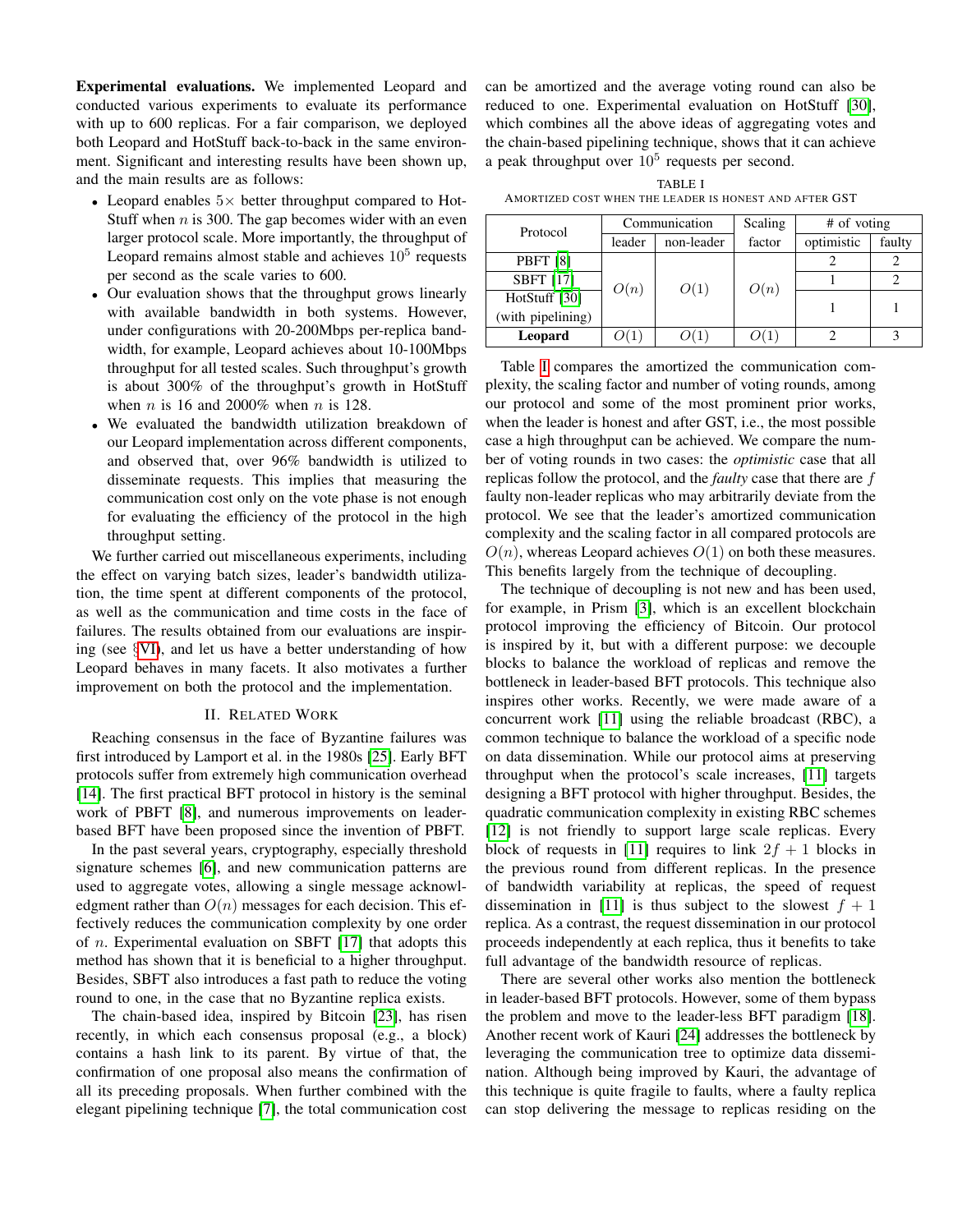**Experimental evaluations.** We implemented Leopard and conducted various experiments to evaluate its performance with up to 600 replicas. For a fair comparison, we deployed both Leopard and HotStuff back-to-back in the same environment. Significant and interesting results have been shown up, and the main results are as follows:

- Leopard enables $5\times$ better throughput compared to HotStuff when $n$ is 300. The gap becomes wider with an even larger protocol scale. More importantly, the throughput of Leopard remains almost stable and achieves $10^5$ requests per second as the scale varies to 600.
- Our evaluation shows that the throughput grows linearly with available bandwidth in both systems. However, under configurations with 20-200Mbps per-replica bandwidth, for example, Leopard achieves about 10-100Mbps throughput for all tested scales. Such throughput's growth is about 300% of the throughput's growth in HotStuff when $n$ is 16 and 2000% when $n$ is 128.
- We evaluated the bandwidth utilization breakdown of our Leopard implementation across different components, and observed that, over 96% bandwidth is utilized to disseminate requests. This implies that measuring the communication cost only on the vote phase is not enough for evaluating the efficiency of the protocol in the high throughput setting.

We further carried out miscellaneous experiments, including the effect on varying batch sizes, leader's bandwidth utilization, the time spent at different components of the protocol, as well as the communication and time costs in the face of failures. The results obtained from our evaluations are inspiring (see §VI), and let us have a better understanding of how Leopard behaves in many facets. It also motivates a further improvement on both the protocol and the implementation.

## II. Related Work

Reaching consensus in the face of Byzantine failures was first introduced by Lamport et al. in the 1980s [25]. Early BFT protocols suffer from extremely high communication overhead [14]. The first practical BFT protocol in history is the seminal work of PBFT [8], and numerous improvements on leader-based BFT have been proposed since the invention of PBFT.

In the past several years, cryptography, especially threshold signature schemes [6], and new communication patterns are used to aggregate votes, allowing a single message acknowledgment rather than $O(n)$ messages for each decision. This effectively reduces the communication complexity by one order of $n$. Experimental evaluation on SBFT [17] that adopts this method has shown that it is beneficial to a higher throughput. Besides, SBFT also introduces a fast path to reduce the voting round to one, in the case that no Byzantine replica exists.

The chain-based idea, inspired by Bitcoin [23], has risen recently, in which each consensus proposal (e.g., a block) contains a hash link to its parent. By virtue of that, the confirmation of one proposal also means the confirmation of all its preceding proposals. When further combined with the elegant pipelining technique [7], the total communication cost can be amortized and the average voting round can also be reduced to one. Experimental evaluation on HotStuff [30], which combines all the above ideas of aggregating votes and the chain-based pipelining technique, shows that it can achieve a peak throughput over $10^5$ requests per second.

TABLE I
AMORTIZED COST WHEN THE LEADER IS HONEST AND AFTER GST

| Protocol | Communication | | Scaling | # of voting | |
|---|---|---|---|---|---|
| | leader | non-leader | factor | optimistic | faulty |
| PBFT [8] | $O(n)$ | $O(1)$ | $O(n)$ | 2 | 2 |
| SBFT [17] | | | | 1 | 2 |
| HotStuff [30] (with pipelining) | | | | 1 | 1 |
| **Leopard** | $O(1)$ | $O(1)$ | $O(1)$ | 2 | 3 |

Table I compares the amortized the communication complexity, the scaling factor and number of voting rounds, among our protocol and some of the most prominent prior works, when the leader is honest and after GST, i.e., the most possible case a high throughput can be achieved. We compare the number of voting rounds in two cases: the *optimistic* case that all replicas follow the protocol, and the *faulty* case that there are $f$ faulty non-leader replicas who may arbitrarily deviate from the protocol. We see that the leader's amortized communication complexity and the scaling factor in all compared protocols are $O(n)$, whereas Leopard achieves $O(1)$ on both these measures. This benefits largely from the technique of decoupling.

The technique of decoupling is not new and has been used, for example, in Prism [3], which is an excellent blockchain protocol improving the efficiency of Bitcoin. Our protocol is inspired by it, but with a different purpose: we decouple blocks to balance the workload of replicas and remove the bottleneck in leader-based BFT protocols. This technique also inspires other works. Recently, we were made aware of a concurrent work [11] using the reliable broadcast (RBC), a common technique to balance the workload of a specific node on data dissemination. While our protocol aims at preserving throughput when the protocol's scale increases, [11] targets designing a BFT protocol with higher throughput. Besides, the quadratic communication complexity in existing RBC schemes [12] is not friendly to support large scale replicas. Every block of requests in [11] requires to link $2f + 1$ blocks in the previous round from different replicas. In the presence of bandwidth variability at replicas, the speed of request dissemination in [11] is thus subject to the slowest $f + 1$ replica. As a contrast, the request dissemination in our protocol proceeds independently at each replica, thus it benefits to take full advantage of the bandwidth resource of replicas.

There are several other works also mention the bottleneck in leader-based BFT protocols. However, some of them bypass the problem and move to the leader-less BFT paradigm [18]. Another recent work of Kauri [24] addresses the bottleneck by leveraging the communication tree to optimize data dissemination. Although being improved by Kauri, the advantage of this technique is quite fragile to faults, where a faulty replica can stop delivering the message to replicas residing on the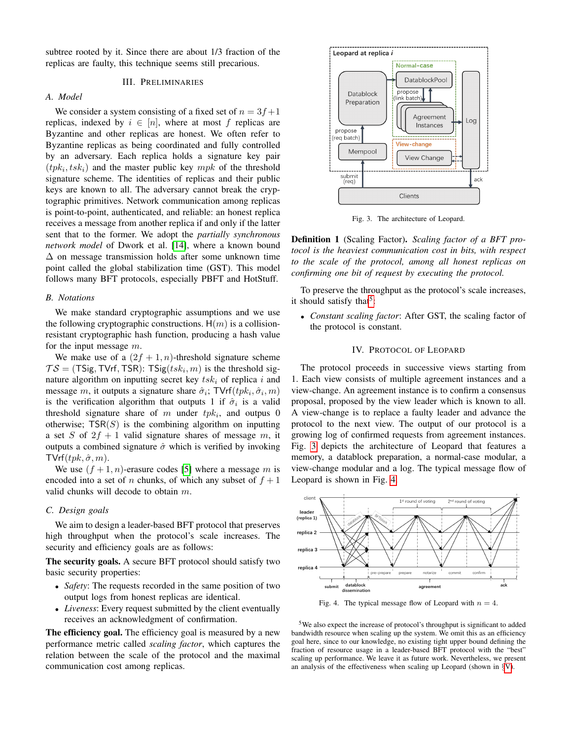subtree rooted by it. Since there are about 1/3 fraction of the replicas are faulty, this technique seems still precarious.

## III. Preliminaries

### A. Model

We consider a system consisting of a fixed set of $n = 3f+1$ replicas, indexed by $i \in [n]$, where at most $f$ replicas are Byzantine and other replicas are honest. We often refer to Byzantine replicas as being coordinated and fully controlled by an adversary. Each replica holds a signature key pair $(tpk_i, tsk_i)$ and the master public key $mpk$ of the threshold signature scheme. The identities of replicas and their public keys are known to all. The adversary cannot break the cryptographic primitives. Network communication among replicas is point-to-point, authenticated, and reliable: an honest replica receives a message from another replica if and only if the latter sent that to the former. We adopt the *partially synchronous network model* of Dwork et al. [14], where a known bound $\Delta$ on message transmission holds after some unknown time point called the global stabilization time (GST). This model follows many BFT protocols, especially PBFT and HotStuff.

### B. Notations

We make standard cryptographic assumptions and we use the following cryptographic constructions. $\mathsf{H}(m)$ is a collision-resistant cryptographic hash function, producing a hash value for the input message $m$.

We make use of a $(2f+1, n)$-threshold signature scheme $\mathcal{TS} = (\mathsf{TSig}, \mathsf{TVrf}, \mathsf{TSR})$: $\mathsf{TSig}(tsk_i, m)$ is the threshold signature algorithm on inputting secret key $tsk_i$ of replica $i$ and message $m$, it outputs a signature share $\hat{\sigma}_i$; $\mathsf{TVrf}(tpk_i, \hat{\sigma}_i, m)$ is the verification algorithm that outputs 1 if $\hat{\sigma}_i$ is a valid threshold signature share of $m$ under $tpk_i$, and output 0 otherwise; $\mathsf{TSR}(S)$ is the combining algorithm on inputting a set $S$ of $2f+1$ valid signature shares of message $m$, it outputs a combined signature $\hat{\sigma}$ which is verified by invoking $\mathsf{TVrf}(tpk, \hat{\sigma}, m)$.

We use $(f+1, n)$-erasure codes [5] where a message $m$ is encoded into a set of $n$ chunks, of which any subset of $f+1$ valid chunks will decode to obtain $m$.

### C. Design goals

We aim to design a leader-based BFT protocol that preserves high throughput when the protocol's scale increases. The security and efficiency goals are as follows:

**The security goals.** A secure BFT protocol should satisfy two basic security properties:

- *Safety*: The requests recorded in the same position of two output logs from honest replicas are identical.
- *Liveness*: Every request submitted by the client eventually receives an acknowledgment of confirmation.

**The efficiency goal.** The efficiency goal is measured by a new performance metric called *scaling factor*, which captures the relation between the scale of the protocol and the maximal communication cost among replicas.

Fig. 3. The architecture of Leopard.

**Definition 1** (Scaling Factor). *Scaling factor of a BFT protocol is the heaviest communication cost in bits, with respect to the scale of the protocol, among all honest replicas on confirming one bit of request by executing the protocol.*

To preserve the throughput as the protocol's scale increases, it should satisfy that[5]:

- *Constant scaling factor*: After GST, the scaling factor of the protocol is constant.

## IV. Protocol of Leopard

The protocol proceeds in successive views starting from 1. Each view consists of multiple agreement instances and a view-change. An agreement instance is to confirm a consensus proposal, proposed by the view leader which is known to all. A view-change is to replace a faulty leader and advance the protocol to the next view. The output of our protocol is a growing log of confirmed requests from agreement instances. Fig. 3 depicts the architecture of Leopard that features a memory, a datablock preparation, a normal-case modular, a view-change modular and a log. The typical message flow of Leopard is shown in Fig. 4.

Fig. 4. The typical message flow of Leopard with $n = 4$.

[5] We also expect the increase of protocol's throughput is significant to added bandwidth resource when scaling up the system. We omit this as an efficiency goal here, since to our knowledge, no existing tight upper bound defining the fraction of resource usage in a leader-based BFT protocol with the "best" scaling up performance. We leave it as future work. Nevertheless, we present an analysis of the effectiveness when scaling up Leopard (shown in §V).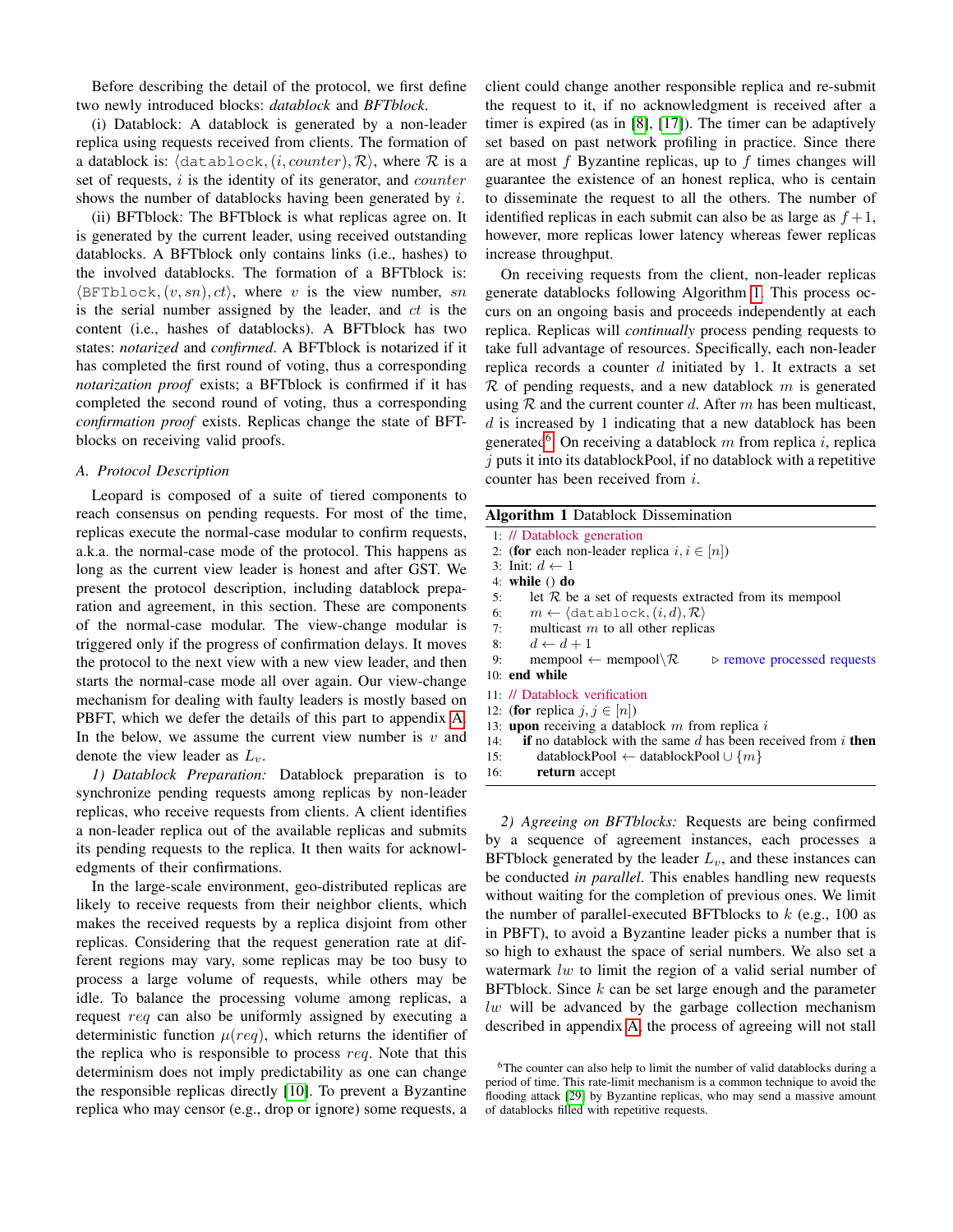Before describing the detail of the protocol, we first define two newly introduced blocks: *datablock* and *BFTblock*.

(i) Datablock: A datablock is generated by a non-leader replica using requests received from clients. The formation of a datablock is: $\langle \texttt{datablock}, (i, counter), \mathcal{R} \rangle$, where $\mathcal{R}$ is a set of requests, $i$ is the identity of its generator, and $counter$ shows the number of datablocks having been generated by $i$.

(ii) BFTblock: The BFTblock is what replicas agree on. It is generated by the current leader, using received outstanding datablocks. A BFTblock only contains links (i.e., hashes) to the involved datablocks. The formation of a BFTblock is: $\langle \texttt{BFTblock}, (v, sn), ct \rangle$, where $v$ is the view number, $sn$ is the serial number assigned by the leader, and $ct$ is the content (i.e., hashes of datablocks). A BFTblock has two states: *notarized* and *confirmed*. A BFTblock is notarized if it has completed the first round of voting, thus a corresponding *notarization proof* exists; a BFTblock is confirmed if it has completed the second round of voting, thus a corresponding *confirmation proof* exists. Replicas change the state of BFTblocks on receiving valid proofs.

### A. Protocol Description

Leopard is composed of a suite of tiered components to reach consensus on pending requests. For most of the time, replicas execute the normal-case modular to confirm requests, a.k.a. the normal-case mode of the protocol. This happens as long as the current view leader is honest and after GST. We present the protocol description, including datablock preparation and agreement, in this section. These are components of the normal-case modular. The view-change modular is triggered only if the progress of confirmation delays. It moves the protocol to the next view with a new view leader, and then starts the normal-case mode all over again. Our view-change mechanism for dealing with faulty leaders is mostly based on PBFT, which we defer the details of this part to appendix A. In the below, we assume the current view number is $v$ and denote the view leader as $L_v$.

*1) Datablock Preparation:* Datablock preparation is to synchronize pending requests among replicas by non-leader replicas, who receive requests from clients. A client identifies a non-leader replica out of the available replicas and submits its pending requests to the replica. It then waits for acknowledgments of their confirmations.

In the large-scale environment, geo-distributed replicas are likely to receive requests from their neighbor clients, which makes the received requests by a replica disjoint from other replicas. Considering that the request generation rate at different regions may vary, some replicas may be too busy to process a large volume of requests, while others may be idle. To balance the processing volume among replicas, a request $req$ can also be uniformly assigned by executing a deterministic function $\mu(req)$, which returns the identifier of the replica who is responsible to process $req$. Note that this determinism does not imply predictability as one can change the responsible replicas directly [10]. To prevent a Byzantine replica who may censor (e.g., drop or ignore) some requests, a client could change another responsible replica and re-submit the request to it, if no acknowledgment is received after a timer is expired (as in [8], [17]). The timer can be adaptively set based on past network profiling in practice. Since there are at most $f$ Byzantine replicas, up to $f$ times changes will guarantee the existence of an honest replica, who is centain to disseminate the request to all the others. The number of identified replicas in each submit can also be as large as $f+1$, however, more replicas lower latency whereas fewer replicas increase throughput.

On receiving requests from the client, non-leader replicas generate datablocks following Algorithm 1. This process occurs on an ongoing basis and proceeds independently at each replica. Replicas will *continually* process pending requests to take full advantage of resources. Specifically, each non-leader replica records a counter $d$ initiated by 1. It extracts a set $\mathcal{R}$ of pending requests, and a new datablock $m$ is generated using $\mathcal{R}$ and the current counter $d$. After $m$ has been multicast, $d$ is increased by 1 indicating that a new datablock has been generated[6]. On receiving a datablock $m$ from replica $i$, replica $j$ puts it into its datablockPool, if no datablock with a repetitive counter has been received from $i$.

**Algorithm 1** Datablock Dissemination

```
1: // Datablock generation
2: (for each non-leader replica i, i ∈ [n])
3: Init: d ← 1
4: while () do
5:     let R be a set of requests extracted from its mempool
6:     m ← ⟨datablock, (i, d), R⟩
7:     multicast m to all other replicas
8:     d ← d + 1
9:     mempool ← mempool\R        ▷ remove processed requests
10: end while
11: // Datablock verification
12: (for replica j, j ∈ [n])
13: upon receiving a datablock m from replica i
14:     if no datablock with the same d has been received from i then
15:         datablockPool ← datablockPool ∪ {m}
16:         return accept
```

*2) Agreeing on BFTblocks:* Requests are being confirmed by a sequence of agreement instances, each processes a BFTblock generated by the leader $L_v$, and these instances can be conducted *in parallel*. This enables handling new requests without waiting for the completion of previous ones. We limit the number of parallel-executed BFTblocks to $k$ (e.g., 100 as in PBFT), to avoid a Byzantine leader picks a number that is so high to exhaust the space of serial numbers. We also set a watermark $lw$ to limit the region of a valid serial number of BFTblock. Since $k$ can be set large enough and the parameter $lw$ will be advanced by the garbage collection mechanism described in appendix A, the process of agreeing will not stall

[6] The counter can also help to limit the number of valid datablocks during a period of time. This rate-limit mechanism is a common technique to avoid the flooding attack [29] by Byzantine replicas, who may send a massive amount of datablocks filled with repetitive requests.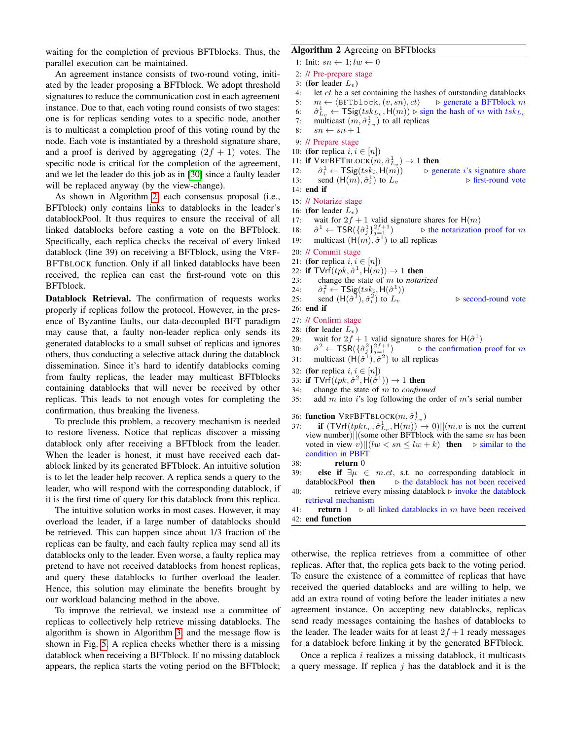waiting for the completion of previous BFTblocks. Thus, the parallel execution can be maintained.

An agreement instance consists of two-round voting, initiated by the leader proposing a BFTblock. We adopt threshold signatures to reduce the communication cost in each agreement instance. Due to that, each voting round consists of two stages: one is for replicas sending votes to a specific node, another is to multicast a completion proof of this voting round by the node. Each vote is instantiated by a threshold signature share, and a proof is derived by aggregating $(2f+1)$ votes. The specific node is critical for the completion of the agreement, and we let the leader do this job as in [30] since a faulty leader will be replaced anyway (by the view-change).

As shown in Algorithm 2, each consensus proposal (i.e., BFTblock) only contains links to datablocks in the leader's datablockPool. It thus requires to ensure the receival of all linked datablocks before casting a vote on the BFTblock. Specifically, each replica checks the receival of every linked datablock (line 39) on receiving a BFTblock, using the VRFBFTBLOCK function. Only if all linked datablocks have been received, the replica can cast the first-round vote on this BFTblock.

**Datablock Retrieval.** The confirmation of requests works properly if replicas follow the protocol. However, in the presence of Byzantine faults, our data-decoupled BFT paradigm may cause that, a faulty non-leader replica only sends its generated datablocks to a small subset of replicas and ignores others, thus conducting a selective attack during the datablock dissemination. Since it's hard to identify datablocks coming from faulty replicas, the leader may multicast BFTblocks containing datablocks that will never be received by other replicas. This leads to not enough votes for completing the confirmation, thus breaking the liveness.

To preclude this problem, a recovery mechanism is needed to restore liveness. Notice that replicas discover a missing datablock only after receiving a BFTblock from the leader. When the leader is honest, it must have received each datablock linked by its generated BFTblock. An intuitive solution is to let the leader help recover. A replica sends a query to the leader, who will respond with the corresponding datablock, if it is the first time of query for this datablock from this replica.

The intuitive solution works in most cases. However, it may overload the leader, if a large number of datablocks should be retrieved. This can happen since about 1/3 fraction of the replicas can be faulty, and each faulty replica may send all its datablocks only to the leader. Even worse, a faulty replica may pretend to have not received datablocks from honest replicas, and query these datablocks to further overload the leader. Hence, this solution may eliminate the benefits brought by our workload balancing method in the above.

To improve the retrieval, we instead use a committee of replicas to collectively help retrieve missing datablocks. The algorithm is shown in Algorithm 3, and the message flow is shown in Fig. 5. A replica checks whether there is a missing datablock when receiving a BFTblock. If no missing datablock appears, the replica starts the voting period on the BFTblock; otherwise, the replica retrieves from a committee of other replicas. After that, the replica gets back to the voting period. To ensure the existence of a committee of replicas that have received the queried datablocks and are willing to help, we add an extra round of voting before the leader initiates a new agreement instance. On accepting new datablocks, replicas send ready messages containing the hashes of datablocks to the leader. The leader waits for at least $2f+1$ ready messages for a datablock before linking it by the generated BFTblock.

Once a replica $i$ realizes a missing datablock, it multicasts a query message. If replica $j$ has the datablock and it is the

**Algorithm 2** Agreeing on BFTblocks

```
1:  Init: sn ← 1; lw ← 0
2:  // Pre-prepare stage
3:  (for leader L_v)
4:     let ct be a set containing the hashes of outstanding datablocks
5:     m ← ⟨BFTblock, (v, sn), ct⟩          ▷ generate a BFTblock m
6:     σ̂^1_{L_v} ← TSig(tsk_{L_v}, H(m))  ▷ sign the hash of m with tsk_{L_v}
7:     multicast (m, σ̂^1_{L_v}) to all replicas
8:     sn ← sn + 1
9:  // Prepare stage
10: (for replica i, i ∈ [n])
11: if VRFBFTBLOCK(m, σ̂^1_{L_v}) → 1 then
12:    σ̂^1_i ← TSig(tsk_i, H(m))          ▷ generate i's signature share
13:    send (H(m), σ̂^1_i) to L_v                       ▷ first-round vote
14: end if
15: // Notarize stage
16: (for leader L_v)
17:    wait for 2f + 1 valid signature shares for H(m)
18:    σ̂^1 ← TSR({σ̂^1_j}_{j=1}^{2f+1})        ▷ the notarization proof for m
19:    multicast (H(m), σ̂^1) to all replicas
20: // Commit stage
21: (for replica i, i ∈ [n])
22: if TVrf(tpk, σ̂^1, H(m)) → 1 then
23:    change the state of m to notarized
24:    σ̂^2_i ← TSig(tsk_i, H(σ̂^1))
25:    send (H(σ̂^1), σ̂^2_i) to L_v                    ▷ second-round vote
26: end if
27: // Confirm stage
28: (for leader L_v)
29:    wait for 2f + 1 valid signature shares for H(σ̂^1)
30:    σ̂^2 ← TSR({σ̂^2_j}_{j=1}^{2f+1})        ▷ the confirmation proof for m
31:    multicast (H(σ̂^1), σ̂^2) to all replicas
32: (for replica i, i ∈ [n])
33: if TVrf(tpk, σ̂^2, H(σ̂^1)) → 1 then
34:    change the state of m to confirmed
35:    add m into i's log following the order of m's serial number
36: function VRFBFTBLOCK(m, σ̂^1_{L_v})
37:    if (TVrf(tpk_{L_v}, σ̂^1_{L_v}, H(m)) → 0)||(m.v is not the current
       view number)||(some other BFTblock with the same sn has been
       voted in view v)||(lw < sn ≤ lw + k) then   ▷ similar to the
       condition in PBFT
38:        return 0
39:    else if ∃μ ∈ m.ct, s.t. no corresponding datablock in
       datablockPool then        ▷ the datablock has not been received
40:        retrieve every missing datablock ▷ invoke the datablock
       retrieval mechanism
41:    return 1       ▷ all linked datablocks in m have been received
42: end function
```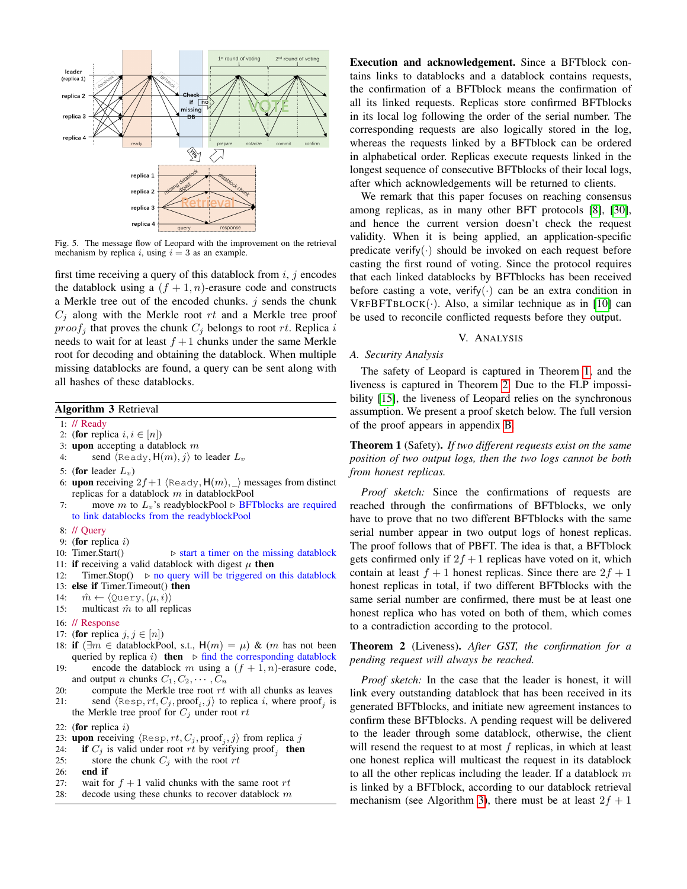Fig. 5. The message flow of Leopard with the improvement on the retrieval mechanism by replica $i$, using $i = 3$ as an example.

first time receiving a query of this datablock from $i$, $j$ encodes the datablock using a $(f+1, n)$-erasure code and constructs a Merkle tree out of the encoded chunks. $j$ sends the chunk $C_j$ along with the Merkle root $rt$ and a Merkle tree proof $proof_j$ that proves the chunk $C_j$ belongs to root $rt$. Replica $i$ needs to wait for at least $f+1$ chunks under the same Merkle root for decoding and obtaining the datablock. When multiple missing datablocks are found, a query can be sent along with all hashes of these datablocks.

**Algorithm 3** Retrieval

```
1:  // Ready
2:  (for replica i, i ∈ [n])
3:  upon accepting a datablock m
4:      send ⟨Ready, H(m), j⟩ to leader L_v
5:  (for leader L_v)
6:  upon receiving 2f+1 ⟨Ready, H(m), _⟩ messages from distinct
    replicas for a datablock m in datablockPool
7:      move m to L_v's readyblockPool ▷ BFTblocks are required
    to link datablocks from the readyblockPool
8:  // Query
9:  (for replica i)
10: Timer.Start()              ▷ start a timer on the missing datablock
11: if receiving a valid datablock with digest μ then
12:     Timer.Stop()   ▷ no query will be triggered on this datablock
13: else if Timer.Timeout() then
14:     m̂ ← ⟨Query, (μ, i)⟩
15:     multicast m̂ to all replicas
16: // Response
17: (for replica j, j ∈ [n])
18: if (∃m ∈ datablockPool, s.t., H(m) = μ) & (m has not been
    queried by replica i) then  ▷ find the corresponding datablock
19:     encode the datablock m using a (f+1, n)-erasure code,
    and output n chunks C_1, C_2, ..., C_n
20:     compute the Merkle tree root rt with all chunks as leaves
21:     send ⟨Resp, rt, C_j, proof_i, j⟩ to replica i, where proof_j is
    the Merkle tree proof for C_j under root rt
22: (for replica i)
23: upon receiving ⟨Resp, rt, C_j, proof_j, j⟩ from replica j
24:     if C_j is valid under root rt by verifying proof_j then
25:         store the chunk C_j with the root rt
26:     end if
27:     wait for f+1 valid chunks with the same root rt
28:     decode using these chunks to recover datablock m
```

**Execution and acknowledgement.** Since a BFTblock contains links to datablocks and a datablock contains requests, the confirmation of a BFTblock means the confirmation of all its linked requests. Replicas store confirmed BFTblocks in its local log following the order of the serial number. The corresponding requests are also logically stored in the log, whereas the requests linked by a BFTblock can be ordered in alphabetical order. Replicas execute requests linked in the longest sequence of consecutive BFTblocks of their local logs, after which acknowledgements will be returned to clients.

We remark that this paper focuses on reaching consensus among replicas, as in many other BFT protocols [8], [30], and hence the current version doesn't check the request validity. When it is being applied, an application-specific predicate verify($\cdot$) should be invoked on each request before casting the first round of voting. Since the protocol requires that each linked datablocks by BFTblocks has been received before casting a vote, verify($\cdot$) can be an extra condition in VRFBFTBLOCK($\cdot$). Also, a similar technique as in [10] can be used to reconcile conflicted requests before they output.

## V. Analysis

### A. Security Analysis

The safety of Leopard is captured in Theorem 1, and the liveness is captured in Theorem 2. Due to the FLP impossibility [15], the liveness of Leopard relies on the synchronous assumption. We present a proof sketch below. The full version of the proof appears in appendix B.

**Theorem 1** (Safety). *If two different requests exist on the same position of two output logs, then the two logs cannot be both from honest replicas.*

*Proof sketch:* Since the confirmations of requests are reached through the confirmations of BFTblocks, we only have to prove that no two different BFTblocks with the same serial number appear in two output logs of honest replicas. The proof follows that of PBFT. The idea is that, a BFTblock gets confirmed only if $2f+1$ replicas have voted on it, which contain at least $f+1$ honest replicas. Since there are $2f+1$ honest replicas in total, if two different BFTblocks with the same serial number are confirmed, there must be at least one honest replica who has voted on both of them, which comes to a contradiction according to the protocol.

**Theorem 2** (Liveness). *After GST, the confirmation for a pending request will always be reached.*

*Proof sketch:* In the case that the leader is honest, it will link every outstanding datablock that has been received in its generated BFTblocks, and initiate new agreement instances to confirm these BFTblocks. A pending request will be delivered to the leader through some datablock, otherwise, the client will resend the request to at most $f$ replicas, in which at least one honest replica will multicast the request in its datablock to all the other replicas including the leader. If a datablock $m$ is linked by a BFTblock, according to our datablock retrieval mechanism (see Algorithm 3), there must be at least $2f+1$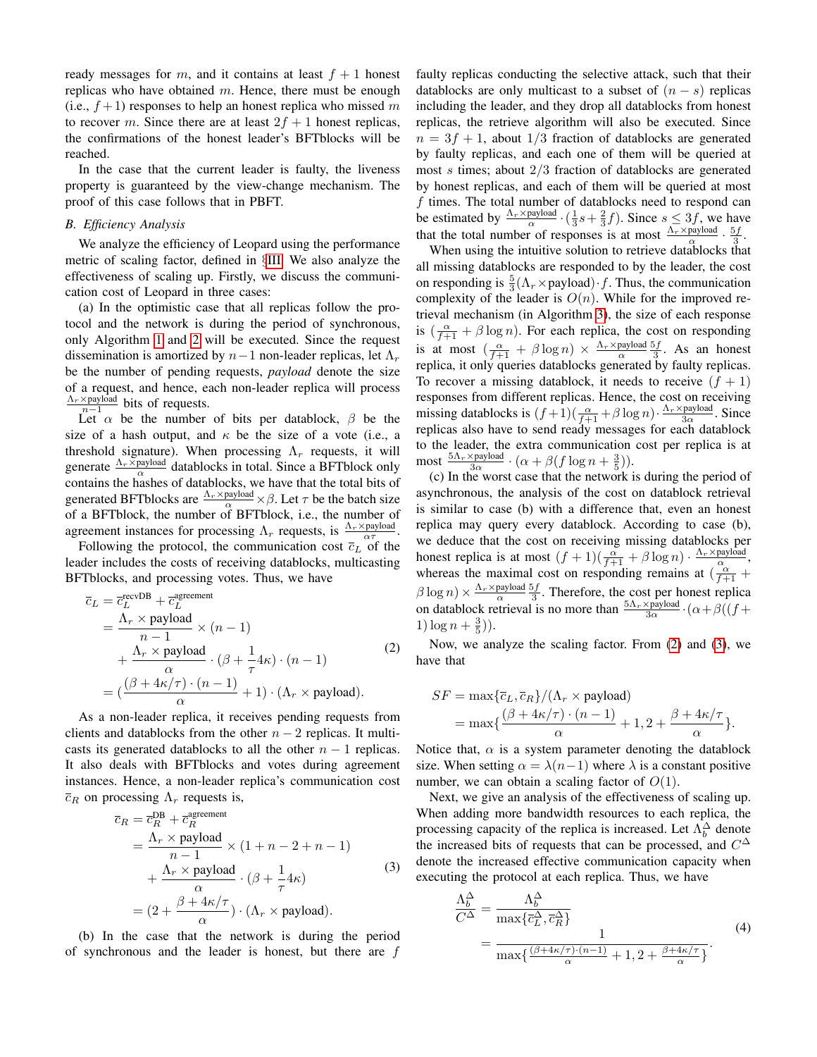ready messages for $m$, and it contains at least $f+1$ honest replicas who have obtained $m$. Hence, there must be enough (i.e., $f+1$) responses to help an honest replica who missed $m$ to recover $m$. Since there are at least $2f+1$ honest replicas, the confirmations of the honest leader's BFTblocks will be reached.

In the case that the current leader is faulty, the liveness property is guaranteed by the view-change mechanism. The proof of this case follows that in PBFT.

### B. Efficiency Analysis

We analyze the efficiency of Leopard using the performance metric of scaling factor, defined in §III. We also analyze the effectiveness of scaling up. Firstly, we discuss the communication cost of Leopard in three cases:

(a) In the optimistic case that all replicas follow the protocol and the network is during the period of synchronous, only Algorithm 1 and 2 will be executed. Since the request dissemination is amortized by $n-1$ non-leader replicas, let $\Lambda_r$ be the number of pending requests, *payload* denote the size of a request, and hence, each non-leader replica will process $\frac{\Lambda_r \times \text{payload}}{n-1}$ bits of requests.

Let $\alpha$ be the number of bits per datablock, $\beta$ be the size of a hash output, and $\kappa$ be the size of a vote (i.e., a threshold signature). When processing $\Lambda_r$ requests, it will generate $\frac{\Lambda_r \times \text{payload}}{\alpha}$ datablocks in total. Since a BFTblock only contains the hashes of datablocks, we have that the total bits of generated BFTblocks are $\frac{\Lambda_r \times \text{payload}}{\alpha} \times \beta$. Let $\tau$ be the batch size of a BFTblock, the number of BFTblock, i.e., the number of agreement instances for processing $\Lambda_r$ requests, is $\frac{\Lambda_r \times \text{payload}}{\alpha\tau}$.

Following the protocol, the communication cost $\overline{c}_L$ of the leader includes the costs of receiving datablocks, multicasting BFTblocks, and processing votes. Thus, we have

$$
\begin{aligned}
\overline{c}_L &= \overline{c}_L^{\text{recvDB}} + \overline{c}_L^{\text{agreement}} \\
&= \frac{\Lambda_r \times \text{payload}}{n-1} \times (n-1) \\
&\quad + \frac{\Lambda_r \times \text{payload}}{\alpha} \cdot (\beta + \frac{1}{\tau}4\kappa) \cdot (n-1) \\
&= (\frac{(\beta + 4\kappa/\tau)\cdot(n-1)}{\alpha} + 1) \cdot (\Lambda_r \times \text{payload}).
\end{aligned} \tag{2}
$$

As a non-leader replica, it receives pending requests from clients and datablocks from the other $n-2$ replicas. It multicasts its generated datablocks to all the other $n-1$ replicas. It also deals with BFTblocks and votes during agreement instances. Hence, a non-leader replica's communication cost $\overline{c}_R$ on processing $\Lambda_r$ requests is,

$$
\begin{aligned}
\overline{c}_R &= \overline{c}_R^{\text{DB}} + \overline{c}_R^{\text{agreement}} \\
&= \frac{\Lambda_r \times \text{payload}}{n-1} \times (1 + n - 2 + n - 1) \\
&\quad + \frac{\Lambda_r \times \text{payload}}{\alpha} \cdot (\beta + \frac{1}{\tau}4\kappa) \\
&= (2 + \frac{\beta + 4\kappa/\tau}{\alpha}) \cdot (\Lambda_r \times \text{payload}).
\end{aligned} \tag{3}
$$

(b) In the case that the network is during the period of synchronous and the leader is honest, but there are $f$ faulty replicas conducting the selective attack, such that their datablocks are only multicast to a subset of $(n-s)$ replicas including the leader, and they drop all datablocks from honest replicas, the retrieve algorithm will also be executed. Since $n = 3f+1$, about $1/3$ fraction of datablocks are generated by faulty replicas, and each one of them will be queried at most $s$ times; about $2/3$ fraction of datablocks are generated by honest replicas, and each of them will be queried at most $f$ times. The total number of datablocks need to respond can be estimated by $\frac{\Lambda_r \times \text{payload}}{\alpha} \cdot (\frac{1}{3}s + \frac{2}{3}f)$. Since $s \leq 3f$, we have that the total number of responses is at most $\frac{\Lambda_r \times \text{payload}}{\alpha} \cdot \frac{5f}{3}$.

When using the intuitive solution to retrieve datablocks that all missing datablocks are responded to by the leader, the cost on responding is $\frac{5}{3}(\Lambda_r \times \text{payload}) \cdot f$. Thus, the communication complexity of the leader is $O(n)$. While for the improved retrieval mechanism (in Algorithm 3), the size of each response is $(\frac{\alpha}{f+1} + \beta \log n)$. For each replica, the cost on responding is at most $(\frac{\alpha}{f+1} + \beta \log n) \times \frac{\Lambda_r \times \text{payload}}{\alpha} \frac{5f}{3}$. As an honest replica, it only queries datablocks generated by faulty replicas. To recover a missing datablock, it needs to receive $(f+1)$ responses from different replicas. Hence, the cost on receiving missing datablocks is $(f+1)(\frac{\alpha}{f+1} + \beta \log n) \cdot \frac{\Lambda_r \times \text{payload}}{3\alpha}$. Since replicas also have to send ready messages for each datablock to the leader, the extra communication cost per replica is at most $\frac{5\Lambda_r \times \text{payload}}{3\alpha} \cdot (\alpha + \beta(f \log n + \frac{3}{5}))$.

(c) In the worst case that the network is during the period of asynchronous, the analysis of the cost on datablock retrieval is similar to case (b) with a difference that, even an honest replica may query every datablock. According to case (b), we deduce that the cost on receiving missing datablocks per honest replica is at most $(f+1)(\frac{\alpha}{f+1} + \beta \log n) \cdot \frac{\Lambda_r \times \text{payload}}{\alpha}$, whereas the maximal cost on responding remains at $(\frac{\alpha}{f+1} + \beta \log n) \times \frac{\Lambda_r \times \text{payload}}{\alpha} \frac{5f}{3}$. Therefore, the cost per honest replica on datablock retrieval is no more than $\frac{5\Lambda_r \times \text{payload}}{3\alpha} \cdot (\alpha + \beta((f+1)\log n + \frac{3}{5}))$.

Now, we analyze the scaling factor. From (2) and (3), we have that

$$
\begin{aligned}
SF &= \max\{\overline{c}_L, \overline{c}_R\}/(\Lambda_r \times \text{payload}) \\
&= \max\{\frac{(\beta + 4\kappa/\tau)\cdot(n-1)}{\alpha} + 1, 2 + \frac{\beta + 4\kappa/\tau}{\alpha}\}.
\end{aligned}
$$

Notice that, $\alpha$ is a system parameter denoting the datablock size. When setting $\alpha = \lambda(n-1)$ where $\lambda$ is a constant positive number, we can obtain a scaling factor of $O(1)$.

Next, we give an analysis of the effectiveness of scaling up. When adding more bandwidth resources to each replica, the processing capacity of the replica is increased. Let $\Lambda_b^\Delta$ denote the increased bits of requests that can be processed, and $C^\Delta$ denote the increased effective communication capacity when executing the protocol at each replica. Thus, we have

$$
\begin{aligned}
\frac{\Lambda_b^\Delta}{C^\Delta} &= \frac{\Lambda_b^\Delta}{\max\{\overline{c}_L^\Delta, \overline{c}_R^\Delta\}} \\
&= \frac{1}{\max\{\frac{(\beta+4\kappa/\tau)\cdot(n-1)}{\alpha} + 1, 2 + \frac{\beta+4\kappa/\tau}{\alpha}\}}.
\end{aligned} \tag{4}
$$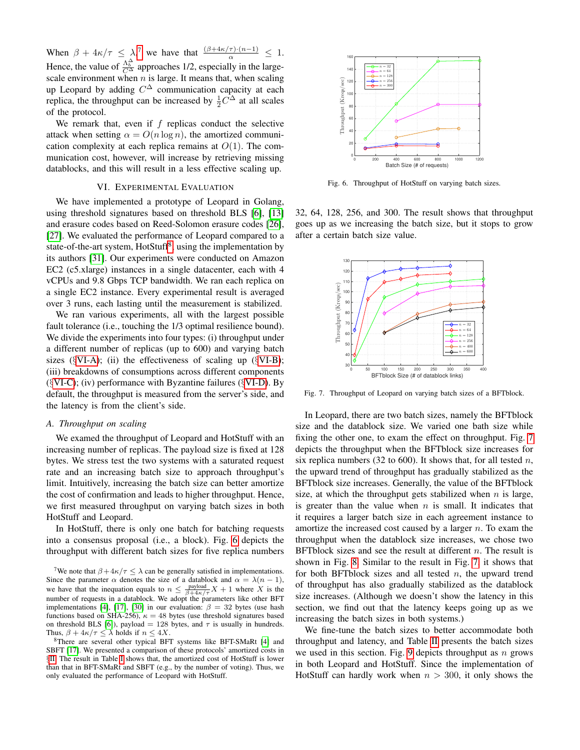When $\beta + 4\kappa/\tau \le \lambda$[7] we have that $\frac{(\beta+4\kappa/\tau)\cdot(n-1)}{\alpha} \le 1$. Hence, the value of $\frac{\Lambda_b^\Delta}{C^\Delta}$ approaches 1/2, especially in the large-scale environment when $n$ is large. It means that, when scaling up Leopard by adding $C^\Delta$ communication capacity at each replica, the throughput can be increased by $\frac{1}{2}C^\Delta$ at all scales of the protocol.

We remark that, even if $f$ replicas conduct the selective attack when setting $\alpha = O(n \log n)$, the amortized communication complexity at each replica remains at $O(1)$. The communication cost, however, will increase by retrieving missing datablocks, and this will result in a less effective scaling up.

## VI. Experimental Evaluation

We have implemented a prototype of Leopard in Golang, using threshold signatures based on threshold BLS [6], [13] and erasure codes based on Reed-Solomon erasure codes [26], [27]. We evaluated the performance of Leopard compared to a state-of-the-art system, HotStuff[8], using the implementation by its authors [31]. Our experiments were conducted on Amazon EC2 (c5.xlarge) instances in a single datacenter, each with 4 vCPUs and 9.8 Gbps TCP bandwidth. We ran each replica on a single EC2 instance. Every experimental result is averaged over 3 runs, each lasting until the measurement is stabilized.

We ran various experiments, all with the largest possible fault tolerance (i.e., touching the 1/3 optimal resilience bound). We divide the experiments into four types: (i) throughput under a different number of replicas (up to 600) and varying batch sizes (§VI-A); (ii) the effectiveness of scaling up (§VI-B); (iii) breakdowns of consumptions across different components (§VI-C); (iv) performance with Byzantine failures (§VI-D). By default, the throughput is measured from the server's side, and the latency is from the client's side.

### A. Throughput on scaling

We examed the throughput of Leopard and HotStuff with an increasing number of replicas. The payload size is fixed at 128 bytes. We stress test the two systems with a saturated request rate and an increasing batch size to approach throughput's limit. Intuitively, increasing the batch size can better amortize the cost of confirmation and leads to higher throughput. Hence, we first measured throughput on varying batch sizes in both HotStuff and Leopard.

In HotStuff, there is only one batch for batching requests into a consensus proposal (i.e., a block). Fig. 6 depicts the throughput with different batch sizes for five replica numbers 32, 64, 128, 256, and 300. The result shows that throughput goes up as we increasing the batch size, but it stops to grow after a certain batch size value.

Fig. 6. Throughput of HotStuff on varying batch sizes.

Fig. 7. Throughput of Leopard on varying batch sizes of a BFTblock.

In Leopard, there are two batch sizes, namely the BFTblock size and the datablock size. We varied one bath size while fixing the other one, to exam the effect on throughput. Fig. 7 depicts the throughput when the BFTblock size increases for six replica numbers (32 to 600). It shows that, for all tested $n$, the upward trend of throughput has gradually stabilized as the BFTblock size increases. Generally, the value of the BFTblock size, at which the throughput gets stabilized when $n$ is large, is greater than the value when $n$ is small. It indicates that it requires a larger batch size in each agreement instance to amortize the increased cost caused by a larger $n$. To exam the throughput when the datablock size increases, we chose two BFTblock sizes and see the result at different $n$. The result is shown in Fig. 8. Similar to the result in Fig. 7, it shows that for both BFTblock sizes and all tested $n$, the upward trend of throughput has also gradually stabilized as the datablock size increases. (Although we doesn't show the latency in this section, we find out that the latency keeps going up as we increasing the batch sizes in both systems.)

We fine-tune the batch sizes to better accommodate both throughput and latency, and Table II presents the batch sizes we used in this section. Fig. 9 depicts throughput as $n$ grows in both Leopard and HotStuff. Since the implementation of HotStuff can hardly work when $n > 300$, it only shows the

[7] We note that $\beta + 4\kappa/\tau \le \lambda$ can be generally satisfied in implementations. Since the parameter $\alpha$ denotes the size of a datablock and $\alpha = \lambda(n-1)$, we have that the inequation equals to $n \le \frac{\text{payload}}{\beta+4\kappa/\tau}X + 1$ where $X$ is the number of requests in a datablock. We adopt the parameters like other BFT implementations [4], [17], [30] in our evaluation: $\beta = 32$ bytes (use hash functions based on SHA-256), $\kappa = 48$ bytes (use threshold signatures based on threshold BLS [6]), payload $= 128$ bytes, and $\tau$ is usually in hundreds. Thus, $\beta + 4\kappa/\tau \le \lambda$ holds if $n \le 4X$.

[8] There are several other typical BFT systems like BFT-SMaRt [4] and SBFT [17]. We presented a comparison of these protocols' amortized costs in §II. The result in Table I shows that, the amortized cost of HotStuff is lower than that in BFT-SMaRt and SBFT (e.g., by the number of voting). Thus, we only evaluated the performance of Leopard with HotStuff.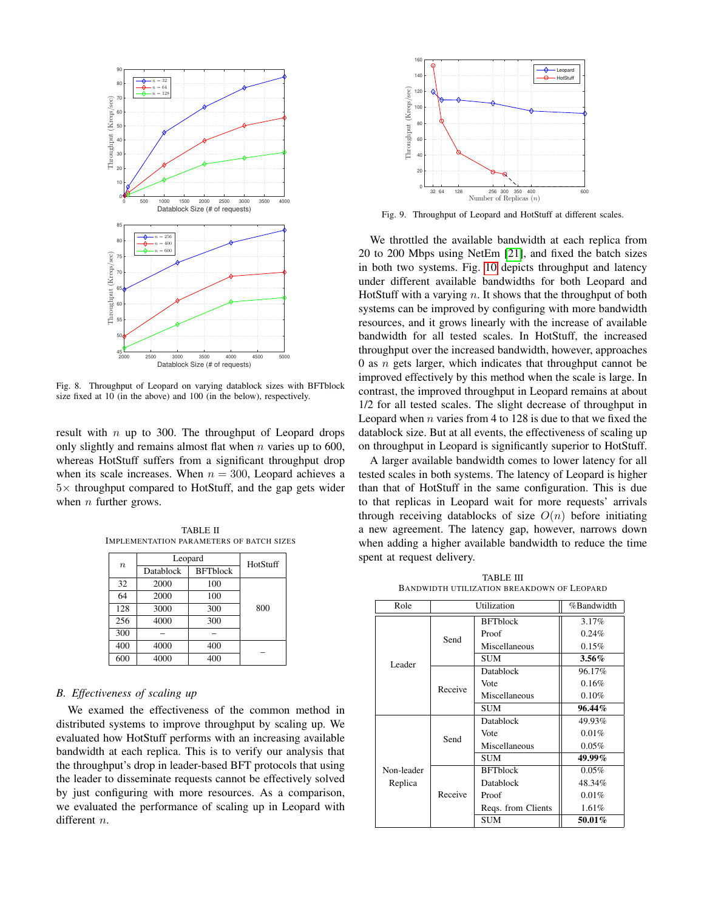Fig. 8. Throughput of Leopard on varying datablock sizes with BFTblock size fixed at 10 (in the above) and 100 (in the below), respectively.

result with $n$ up to 300. The throughput of Leopard drops only slightly and remains almost flat when $n$ varies up to 600, whereas HotStuff suffers from a significant throughput drop when its scale increases. When $n = 300$, Leopard achieves a $5\times$ throughput compared to HotStuff, and the gap gets wider when $n$ further grows.

TABLE II
IMPLEMENTATION PARAMETERS OF BATCH SIZES

| $n$ | Leopard | | HotStuff |
|---|---|---|---|
| | Datablock | BFTblock | |
| 32 | 2000 | 100 | 800 |
| 64 | 2000 | 100 | |
| 128 | 3000 | 300 | |
| 256 | 4000 | 300 | |
| 300 | – | – | |
| 400 | 4000 | 400 | – |
| 600 | 4000 | 400 | |

### B. Effectiveness of scaling up

We examed the effectiveness of the common method in distributed systems to improve throughput by scaling up. We evaluated how HotStuff performs with an increasing available bandwidth at each replica. This is to verify our analysis that the throughput's drop in leader-based BFT protocols that using the leader to disseminate requests cannot be effectively solved by just configuring with more resources. As a comparison, we evaluated the performance of scaling up in Leopard with different $n$.

Fig. 9. Throughput of Leopard and HotStuff at different scales.

We throttled the available bandwidth at each replica from 20 to 200 Mbps using NetEm [21], and fixed the batch sizes in both two systems. Fig. 10 depicts throughput and latency under different available bandwidths for both Leopard and HotStuff with a varying $n$. It shows that the throughput of both systems can be improved by configuring with more bandwidth resources, and it grows linearly with the increase of available bandwidth for all tested scales. In HotStuff, the increased throughput over the increased bandwidth, however, approaches 0 as $n$ gets larger, which indicates that throughput cannot be improved effectively by this method when the scale is large. In contrast, the improved throughput in Leopard remains at about 1/2 for all tested scales. The slight decrease of throughput in Leopard when $n$ varies from 4 to 128 is due to that we fixed the datablock size. But at all events, the effectiveness of scaling up on throughput in Leopard is significantly superior to HotStuff.

A larger available bandwidth comes to lower latency for all tested scales in both systems. The latency of Leopard is higher than that of HotStuff in the same configuration. This is due to that replicas in Leopard wait for more requests' arrivals through receiving datablocks of size $O(n)$ before initiating a new agreement. The latency gap, however, narrows down when adding a higher available bandwidth to reduce the time spent at request delivery.

TABLE III
BANDWIDTH UTILIZATION BREAKDOWN OF LEOPARD

| Role | Utilization | | %Bandwidth |
|---|---|---|---|
| Leader | Send | BFTblock | 3.17% |
| | | Proof | 0.24% |
| | | Miscellaneous | 0.15% |
| | | SUM | **3.56%** |
| | Receive | Datablock | 96.17% |
| | | Vote | 0.16% |
| | | Miscellaneous | 0.10% |
| | | SUM | **96.44%** |
| Non-leader Replica | Send | Datablock | 49.93% |
| | | Vote | 0.01% |
| | | Miscellaneous | 0.05% |
| | | SUM | **49.99%** |
| | Receive | BFTblock | 0.05% |
| | | Datablock | 48.34% |
| | | Proof | 0.01% |
| | | Reqs. from Clients | 1.61% |
| | | SUM | **50.01%** |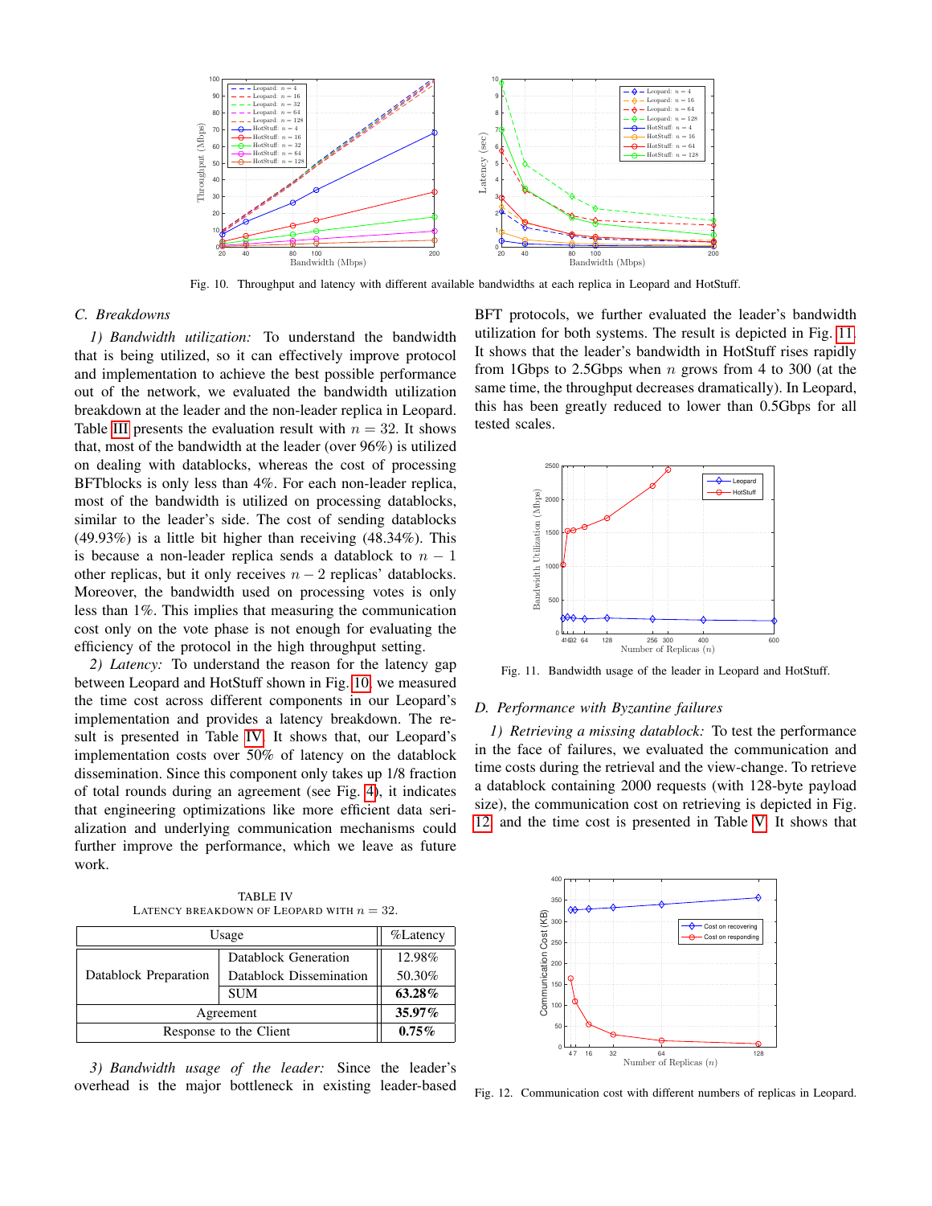Fig. 10. Throughput and latency with different available bandwidths at each replica in Leopard and HotStuff.

### C. Breakdowns

*1) Bandwidth utilization:* To understand the bandwidth that is being utilized, so it can effectively improve protocol and implementation to achieve the best possible performance out of the network, we evaluated the bandwidth utilization breakdown at the leader and the non-leader replica in Leopard. Table III presents the evaluation result with $n = 32$. It shows that, most of the bandwidth at the leader (over 96%) is utilized on dealing with datablocks, whereas the cost of processing BFTblocks is only less than 4%. For each non-leader replica, most of the bandwidth is utilized on processing datablocks, similar to the leader's side. The cost of sending datablocks (49.93%) is a little bit higher than receiving (48.34%). This is because a non-leader replica sends a datablock to $n - 1$ other replicas, but it only receives $n - 2$ replicas' datablocks. Moreover, the bandwidth used on processing votes is only less than 1%. This implies that measuring the communication cost only on the vote phase is not enough for evaluating the efficiency of the protocol in the high throughput setting.

*2) Latency:* To understand the reason for the latency gap between Leopard and HotStuff shown in Fig. 10, we measured the time cost across different components in our Leopard's implementation and provides a latency breakdown. The result is presented in Table IV. It shows that, our Leopard's implementation costs over 50% of latency on the datablock dissemination. Since this component only takes up 1/8 fraction of total rounds during an agreement (see Fig. 4), it indicates that engineering optimizations like more efficient data serialization and underlying communication mechanisms could further improve the performance, which we leave as future work.

TABLE IV
LATENCY BREAKDOWN OF LEOPARD WITH $n = 32$.

| Usage | | %Latency |
|---|---|---|
| Datablock Preparation | Datablock Generation | 12.98% |
| | Datablock Dissemination | 50.30% |
| | SUM | **63.28%** |
| Agreement | | **35.97%** |
| Response to the Client | | **0.75%** |

*3) Bandwidth usage of the leader:* Since the leader's overhead is the major bottleneck in existing leader-based BFT protocols, we further evaluated the leader's bandwidth utilization for both systems. The result is depicted in Fig. 11. It shows that the leader's bandwidth in HotStuff rises rapidly from 1Gbps to 2.5Gbps when $n$ grows from 4 to 300 (at the same time, the throughput decreases dramatically). In Leopard, this has been greatly reduced to lower than 0.5Gbps for all tested scales.

Fig. 11. Bandwidth usage of the leader in Leopard and HotStuff.

### D. Performance with Byzantine failures

*1) Retrieving a missing datablock:* To test the performance in the face of failures, we evaluated the communication and time costs during the retrieval and the view-change. To retrieve a datablock containing 2000 requests (with 128-byte payload size), the communication cost on retrieving is depicted in Fig. 12 and the time cost is presented in Table V. It shows that

Fig. 12. Communication cost with different numbers of replicas in Leopard.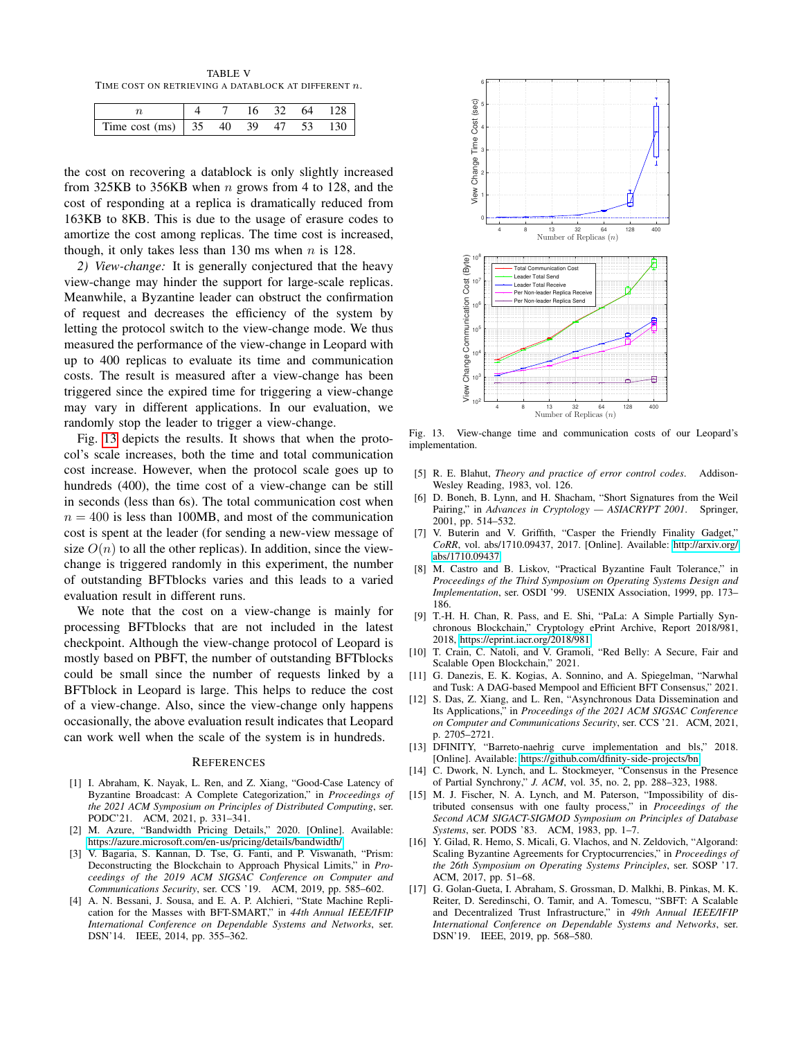TABLE V
TIME COST ON RETRIEVING A DATABLOCK AT DIFFERENT $n$.

| $n$ | 4 | 7 | 16 | 32 | 64 | 128 |
|---|---|---|---|---|---|---|
| Time cost (ms) | 35 | 40 | 39 | 47 | 53 | 130 |

the cost on recovering a datablock is only slightly increased from 325KB to 356KB when $n$ grows from 4 to 128, and the cost of responding at a replica is dramatically reduced from 163KB to 8KB. This is due to the usage of erasure codes to amortize the cost among replicas. The time cost is increased, though, it only takes less than 130 ms when $n$ is 128.

*2) View-change:* It is generally conjectured that the heavy view-change may hinder the support for large-scale replicas. Meanwhile, a Byzantine leader can obstruct the confirmation of request and decreases the efficiency of the system by letting the protocol switch to the view-change mode. We thus measured the performance of the view-change in Leopard with up to 400 replicas to evaluate its time and communication costs. The result is measured after a view-change has been triggered since the expired time for triggering a view-change may vary in different applications. In our evaluation, we randomly stop the leader to trigger a view-change.

Fig. 13 depicts the results. It shows that when the protocol's scale increases, both the time and total communication cost increase. However, when the protocol scale goes up to hundreds (400), the time cost of a view-change can be still in seconds (less than 6s). The total communication cost when $n = 400$ is less than 100MB, and most of the communication cost is spent at the leader (for sending a new-view message of size $O(n)$ to all the other replicas). In addition, since the view-change is triggered randomly in this experiment, the number of outstanding BFTblocks varies and this leads to a varied evaluation result in different runs.

We note that the cost on a view-change is mainly for processing BFTblocks that are not included in the latest checkpoint. Although the view-change protocol of Leopard is mostly based on PBFT, the number of outstanding BFTblocks could be small since the number of requests linked by a BFTblock in Leopard is large. This helps to reduce the cost of a view-change. Also, since the view-change only happens occasionally, the above evaluation result indicates that Leopard can work well when the scale of the system is in hundreds.

Fig. 13. View-change time and communication costs of our Leopard's implementation.

## REFERENCES

[1] I. Abraham, K. Nayak, L. Ren, and Z. Xiang, "Good-Case Latency of Byzantine Broadcast: A Complete Categorization," in *Proceedings of the 2021 ACM Symposium on Principles of Distributed Computing*, ser. PODC'21. ACM, 2021, p. 331–341.

[2] M. Azure, "Bandwidth Pricing Details," 2020. [Online]. Available: https://azure.microsoft.com/en-us/pricing/details/bandwidth/

[3] V. Bagaria, S. Kannan, D. Tse, G. Fanti, and P. Viswanath, "Prism: Deconstructing the Blockchain to Approach Physical Limits," in *Proceedings of the 2019 ACM SIGSAC Conference on Computer and Communications Security*, ser. CCS '19. ACM, 2019, pp. 585–602.

[4] A. N. Bessani, J. Sousa, and E. A. P. Alchieri, "State Machine Replication for the Masses with BFT-SMART," in *44th Annual IEEE/IFIP International Conference on Dependable Systems and Networks*, ser. DSN'14. IEEE, 2014, pp. 355–362.

[5] R. E. Blahut, *Theory and practice of error control codes*. Addison-Wesley Reading, 1983, vol. 126.

[6] D. Boneh, B. Lynn, and H. Shacham, "Short Signatures from the Weil Pairing," in *Advances in Cryptology — ASIACRYPT 2001*. Springer, 2001, pp. 514–532.

[7] V. Buterin and V. Griffith, "Casper the Friendly Finality Gadget," *CoRR*, vol. abs/1710.09437, 2017. [Online]. Available: http://arxiv.org/abs/1710.09437

[8] M. Castro and B. Liskov, "Practical Byzantine Fault Tolerance," in *Proceedings of the Third Symposium on Operating Systems Design and Implementation*, ser. OSDI '99. USENIX Association, 1999, pp. 173–186.

[9] T.-H. H. Chan, R. Pass, and E. Shi, "PaLa: A Simple Partially Synchronous Blockchain," Cryptology ePrint Archive, Report 2018/981, 2018, https://eprint.iacr.org/2018/981.

[10] T. Crain, C. Natoli, and V. Gramoli, "Red Belly: A Secure, Fair and Scalable Open Blockchain," 2021.

[11] G. Danezis, E. K. Kogias, A. Sonnino, and A. Spiegelman, "Narwhal and Tusk: A DAG-based Mempool and Efficient BFT Consensus," 2021.

[12] S. Das, Z. Xiang, and L. Ren, "Asynchronous Data Dissemination and Its Applications," in *Proceedings of the 2021 ACM SIGSAC Conference on Computer and Communications Security*, ser. CCS '21. ACM, 2021, p. 2705–2721.

[13] DFINITY, "Barreto-naehrig curve implementation and bls," 2018. [Online]. Available: https://github.com/dfinity-side-projects/bn

[14] C. Dwork, N. Lynch, and L. Stockmeyer, "Consensus in the Presence of Partial Synchrony," *J. ACM*, vol. 35, no. 2, pp. 288–323, 1988.

[15] M. J. Fischer, N. A. Lynch, and M. Paterson, "Impossibility of distributed consensus with one faulty process," in *Proceedings of the Second ACM SIGACT-SIGMOD Symposium on Principles of Database Systems*, ser. PODS '83. ACM, 1983, pp. 1–7.

[16] Y. Gilad, R. Hemo, S. Micali, G. Vlachos, and N. Zeldovich, "Algorand: Scaling Byzantine Agreements for Cryptocurrencies," in *Proceedings of the 26th Symposium on Operating Systems Principles*, ser. SOSP '17. ACM, 2017, pp. 51–68.

[17] G. Golan-Gueta, I. Abraham, S. Grossman, D. Malkhi, B. Pinkas, M. K. Reiter, D. Seredinschi, O. Tamir, and A. Tomescu, "SBFT: A Scalable and Decentralized Trust Infrastructure," in *49th Annual IEEE/IFIP International Conference on Dependable Systems and Networks*, ser. DSN'19. IEEE, 2019, pp. 568–580.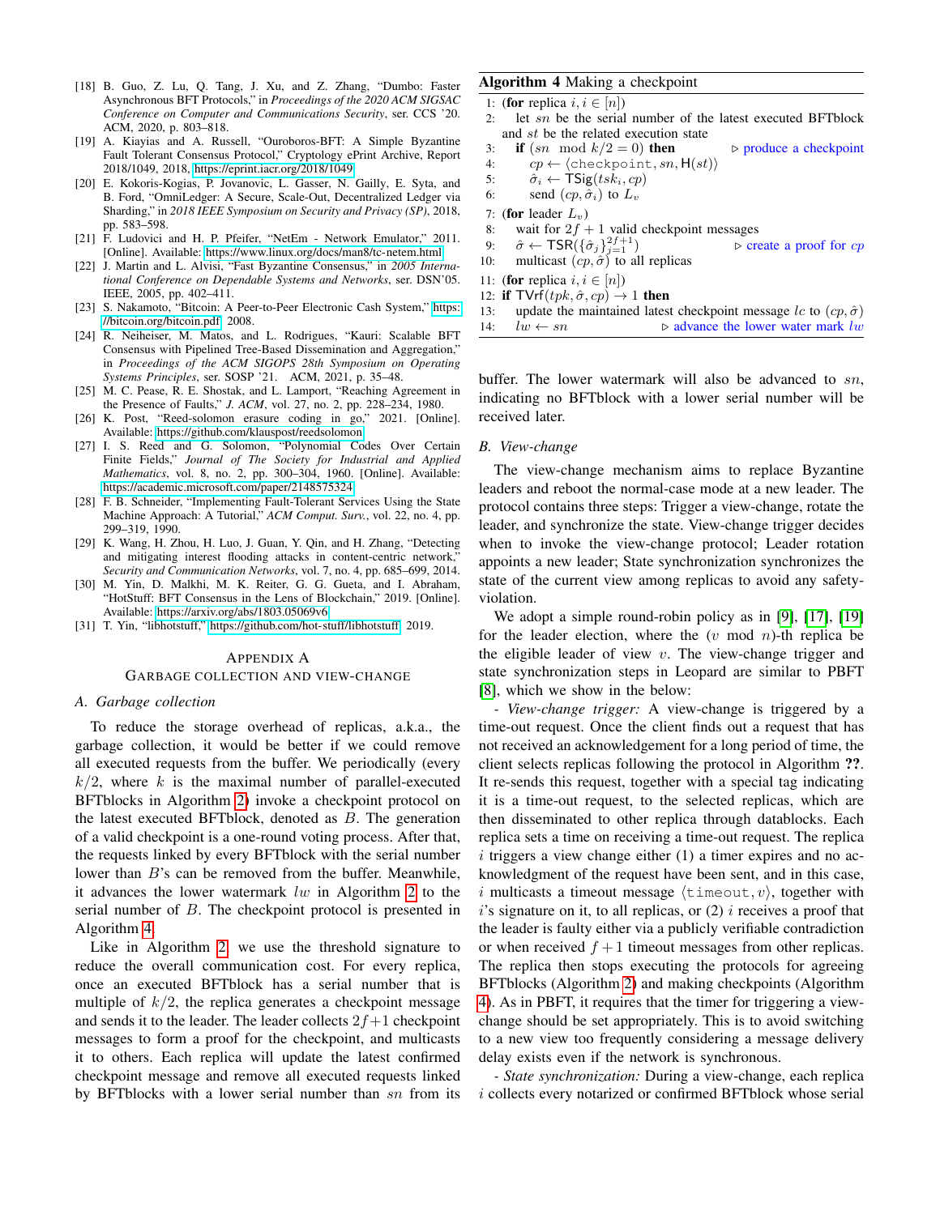[18] B. Guo, Z. Lu, Q. Tang, J. Xu, and Z. Zhang, "Dumbo: Faster Asynchronous BFT Protocols," in *Proceedings of the 2020 ACM SIGSAC Conference on Computer and Communications Security*, ser. CCS '20. ACM, 2020, p. 803–818.

[19] A. Kiayias and A. Russell, "Ouroboros-BFT: A Simple Byzantine Fault Tolerant Consensus Protocol," Cryptology ePrint Archive, Report 2018/1049, 2018, https://eprint.iacr.org/2018/1049.

[20] E. Kokoris-Kogias, P. Jovanovic, L. Gasser, N. Gailly, E. Syta, and B. Ford, "OmniLedger: A Secure, Scale-Out, Decentralized Ledger via Sharding," in *2018 IEEE Symposium on Security and Privacy (SP)*, 2018, pp. 583–598.

[21] F. Ludovici and H. P. Pfeifer, "NetEm - Network Emulator," 2011. [Online]. Available: https://www.linux.org/docs/man8/tc-netem.html

[22] J. Martin and L. Alvisi, "Fast Byzantine Consensus," in *2005 International Conference on Dependable Systems and Networks*, ser. DSN'05. IEEE, 2005, pp. 402–411.

[23] S. Nakamoto, "Bitcoin: A Peer-to-Peer Electronic Cash System," https://bitcoin.org/bitcoin.pdf, 2008.

[24] R. Neiheiser, M. Matos, and L. Rodrigues, "Kauri: Scalable BFT Consensus with Pipelined Tree-Based Dissemination and Aggregation," in *Proceedings of the ACM SIGOPS 28th Symposium on Operating Systems Principles*, ser. SOSP '21. ACM, 2021, p. 35–48.

[25] M. C. Pease, R. E. Shostak, and L. Lamport, "Reaching Agreement in the Presence of Faults," *J. ACM*, vol. 27, no. 2, pp. 228–234, 1980.

[26] K. Post, "Reed-solomon erasure coding in go," 2021. [Online]. Available: https://github.com/klauspost/reedsolomon

[27] I. S. Reed and G. Solomon, "Polynomial Codes Over Certain Finite Fields," *Journal of The Society for Industrial and Applied Mathematics*, vol. 8, no. 2, pp. 300–304, 1960. [Online]. Available: https://academic.microsoft.com/paper/2148575324

[28] F. B. Schneider, "Implementing Fault-Tolerant Services Using the State Machine Approach: A Tutorial," *ACM Comput. Surv.*, vol. 22, no. 4, pp. 299–319, 1990.

[29] K. Wang, H. Zhou, H. Luo, J. Guan, Y. Qin, and H. Zhang, "Detecting and mitigating interest flooding attacks in content-centric network," *Security and Communication Networks*, vol. 7, no. 4, pp. 685–699, 2014.

[30] M. Yin, D. Malkhi, M. K. Reiter, G. G. Gueta, and I. Abraham, "HotStuff: BFT Consensus in the Lens of Blockchain," 2019. [Online]. Available: https://arxiv.org/abs/1803.05069v6

[31] T. Yin, "libhotstuff," https://github.com/hot-stuff/libhotstuff, 2019.

## Appendix A
## Garbage Collection and View-Change

### A. Garbage collection

To reduce the storage overhead of replicas, a.k.a., the garbage collection, it would be better if we could remove all executed requests from the buffer. We periodically (every $k/2$, where $k$ is the maximal number of parallel-executed BFTblocks in Algorithm 2) invoke a checkpoint protocol on the latest executed BFTblock, denoted as $B$. The generation of a valid checkpoint is a one-round voting process. After that, the requests linked by every BFTblock with the serial number lower than $B$'s can be removed from the buffer. Meanwhile, it advances the lower watermark $lw$ in Algorithm 2 to the serial number of $B$. The checkpoint protocol is presented in Algorithm 4.

Like in Algorithm 2, we use the threshold signature to reduce the overall communication cost. For every replica, once an executed BFTblock has a serial number that is multiple of $k/2$, the replica generates a checkpoint message and sends it to the leader. The leader collects $2f+1$ checkpoint messages to form a proof for the checkpoint, and multicasts it to others. Each replica will update the latest confirmed checkpoint message and remove all executed requests linked by BFTblocks with a lower serial number than $sn$ from its buffer. The lower watermark will also be advanced to $sn$, indicating no BFTblock with a lower serial number will be received later.

**Algorithm 4** Making a checkpoint

```
1:  (for replica i, i ∈ [n])
2:    let sn be the serial number of the latest executed BFTblock
      and st be the related execution state
3:    if (sn mod k/2 = 0) then                  ▷ produce a checkpoint
4:      cp ← ⟨checkpoint, sn, H(st)⟩
5:      σ̂_i ← TSig(tsk_i, cp)
6:      send (cp, σ̂_i) to L_v
7:  (for leader L_v)
8:    wait for 2f + 1 valid checkpoint messages
9:    σ̂ ← TSR({σ̂_j}_{j=1}^{2f+1})              ▷ create a proof for cp
10:   multicast (cp, σ̂) to all replicas
11: (for replica i, i ∈ [n])
12: if TVrf(tpk, σ̂, cp) → 1 then
13:   update the maintained latest checkpoint message lc to (cp, σ̂)
14:   lw ← sn                                   ▷ advance the lower water mark lw
```

### B. View-change

The view-change mechanism aims to replace Byzantine leaders and reboot the normal-case mode at a new leader. The protocol contains three steps: Trigger a view-change, rotate the leader, and synchronize the state. View-change trigger decides when to invoke the view-change protocol; Leader rotation appoints a new leader; State synchronization synchronizes the state of the current view among replicas to avoid any safety-violation.

We adopt a simple round-robin policy as in [9], [17], [19] for the leader election, where the ($v$ mod $n$)-th replica be the eligible leader of view $v$. The view-change trigger and state synchronization steps in Leopard are similar to PBFT [8], which we show in the below:

- *View-change trigger:* A view-change is triggered by a time-out request. Once the client finds out a request that has not received an acknowledgement for a long period of time, the client selects replicas following the protocol in Algorithm **??**. It re-sends this request, together with a special tag indicating it is a time-out request, to the selected replicas, which are then disseminated to other replica through datablocks. Each replica sets a time on receiving a time-out request. The replica $i$ triggers a view change either (1) a timer expires and no acknowledgment of the request have been sent, and in this case, $i$ multicasts a timeout message $\langle \texttt{timeout}, v \rangle$, together with $i$'s signature on it, to all replicas, or (2) $i$ receives a proof that the leader is faulty either via a publicly verifiable contradiction or when received $f+1$ timeout messages from other replicas. The replica then stops executing the protocols for agreeing BFTblocks (Algorithm 2) and making checkpoints (Algorithm 4). As in PBFT, it requires that the timer for triggering a view-change should be set appropriately. This is to avoid switching to a new view too frequently considering a message delivery delay exists even if the network is synchronous.

- *State synchronization:* During a view-change, each replica $i$ collects every notarized or confirmed BFTblock whose serial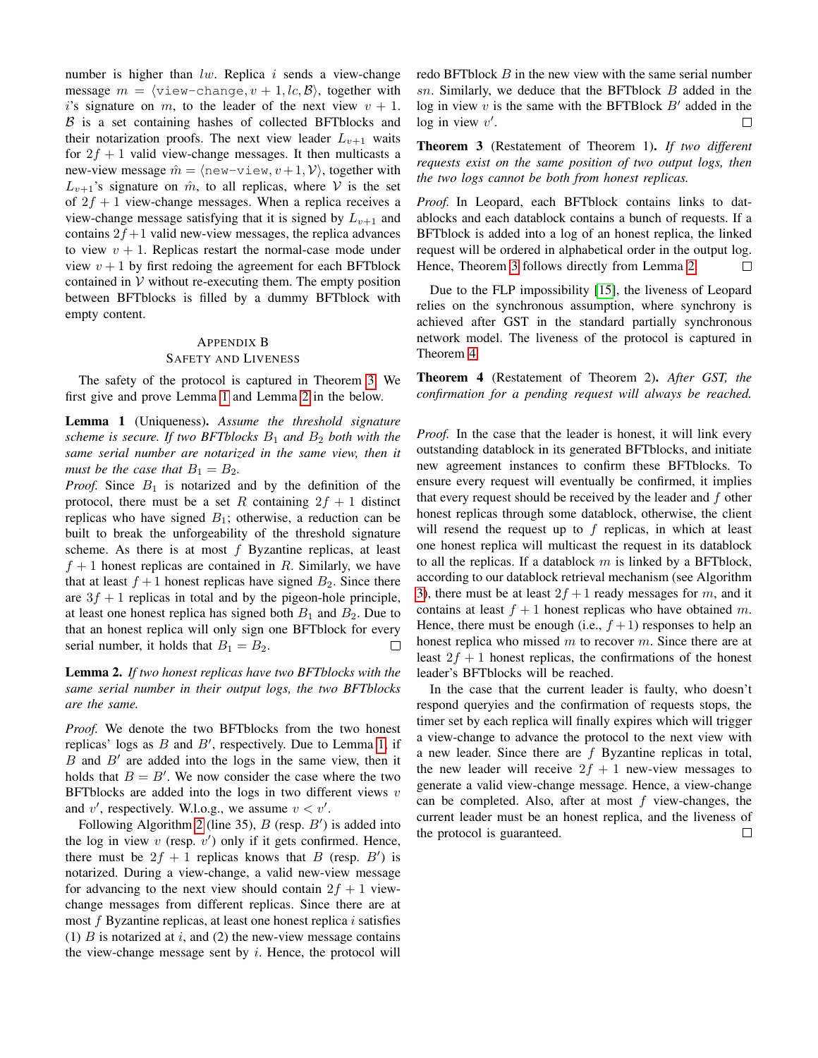number is higher than $lw$. Replica $i$ sends a view-change message $m = \langle \texttt{view-change}, v+1, lc, \mathcal{B} \rangle$, together with $i$'s signature on $m$, to the leader of the next view $v+1$. $\mathcal{B}$ is a set containing hashes of collected BFTblocks and their notarization proofs. The next view leader $L_{v+1}$ waits for $2f+1$ valid view-change messages. It then multicasts a new-view message $\hat{m} = \langle \texttt{new-view}, v+1, \mathcal{V} \rangle$, together with $L_{v+1}$'s signature on $\hat{m}$, to all replicas, where $\mathcal{V}$ is the set of $2f+1$ view-change messages. When a replica receives a view-change message satisfying that it is signed by $L_{v+1}$ and contains $2f+1$ valid new-view messages, the replica advances to view $v+1$. Replicas restart the normal-case mode under view $v+1$ by first redoing the agreement for each BFTblock contained in $\mathcal{V}$ without re-executing them. The empty position between BFTblocks is filled by a dummy BFTblock with empty content.

## Appendix B
## Safety and Liveness

The safety of the protocol is captured in Theorem 3. We first give and prove Lemma 1 and Lemma 2 in the below.

**Lemma 1** (Uniqueness). *Assume the threshold signature scheme is secure. If two BFTblocks $B_1$ and $B_2$ both with the same serial number are notarized in the same view, then it must be the case that $B_1 = B_2$.*

*Proof.* Since $B_1$ is notarized and by the definition of the protocol, there must be a set $R$ containing $2f+1$ distinct replicas who have signed $B_1$; otherwise, a reduction can be built to break the unforgeability of the threshold signature scheme. As there is at most $f$ Byzantine replicas, at least $f+1$ honest replicas are contained in $R$. Similarly, we have that at least $f+1$ honest replicas have signed $B_2$. Since there are $3f+1$ replicas in total and by the pigeon-hole principle, at least one honest replica has signed $B_1$ and $B_2$. Due to that an honest replica will only sign one BFTblock for every serial number, it holds that $B_1 = B_2$. □

**Lemma 2.** *If two honest replicas have two BFTblocks with the same serial number in their output logs, the two BFTblocks are the same.*

*Proof.* We denote the two BFTblocks from the two honest replicas' logs as $B$ and $B'$, respectively. Due to Lemma 1, if $B$ and $B'$ are added into the logs in the same view, then it holds that $B = B'$. We now consider the case where the two BFTblocks are added into the logs in two different views $v$ and $v'$, respectively. W.l.o.g., we assume $v < v'$.

Following Algorithm 2 (line 35), $B$ (resp. $B'$) is added into the log in view $v$ (resp. $v'$) only if it gets confirmed. Hence, there must be $2f+1$ replicas knows that $B$ (resp. $B'$) is notarized. During a view-change, a valid new-view message for advancing to the next view should contain $2f+1$ view-change messages from different replicas. Since there are at most $f$ Byzantine replicas, at least one honest replica $i$ satisfies (1) $B$ is notarized at $i$, and (2) the new-view message contains the view-change message sent by $i$. Hence, the protocol will redo BFTblock $B$ in the new view with the same serial number $sn$. Similarly, we deduce that the BFTblock $B$ added in the log in view $v$ is the same with the BFTBlock $B'$ added in the log in view $v'$. □

**Theorem 3** (Restatement of Theorem 1)**.** *If two different requests exist on the same position of two output logs, then the two logs cannot be both from honest replicas.*

*Proof.* In Leopard, each BFTblock contains links to datablocks and each datablock contains a bunch of requests. If a BFTblock is added into a log of an honest replica, the linked request will be ordered in alphabetical order in the output log. Hence, Theorem 3 follows directly from Lemma 2. □

Due to the FLP impossibility [15], the liveness of Leopard relies on the synchronous assumption, where synchrony is achieved after GST in the standard partially synchronous network model. The liveness of the protocol is captured in Theorem 4.

**Theorem 4** (Restatement of Theorem 2)**.** *After GST, the confirmation for a pending request will always be reached.*

*Proof.* In the case that the leader is honest, it will link every outstanding datablock in its generated BFTblocks, and initiate new agreement instances to confirm these BFTblocks. To ensure every request will eventually be confirmed, it implies that every request should be received by the leader and $f$ other honest replicas through some datablock, otherwise, the client will resend the request up to $f$ replicas, in which at least one honest replica will multicast the request in its datablock to all the replicas. If a datablock $m$ is linked by a BFTblock, according to our datablock retrieval mechanism (see Algorithm 3), there must be at least $2f+1$ ready messages for $m$, and it contains at least $f+1$ honest replicas who have obtained $m$. Hence, there must be enough (i.e., $f+1$) responses to help an honest replica who missed $m$ to recover $m$. Since there are at least $2f+1$ honest replicas, the confirmations of the honest leader's BFTblocks will be reached.

In the case that the current leader is faulty, who doesn't respond queryies and the confirmation of requests stops, the timer set by each replica will finally expires which will trigger a view-change to advance the protocol to the next view with a new leader. Since there are $f$ Byzantine replicas in total, the new leader will receive $2f+1$ new-view messages to generate a valid view-change message. Hence, a view-change can be completed. Also, after at most $f$ view-changes, the current leader must be an honest replica, and the liveness of the protocol is guaranteed. □